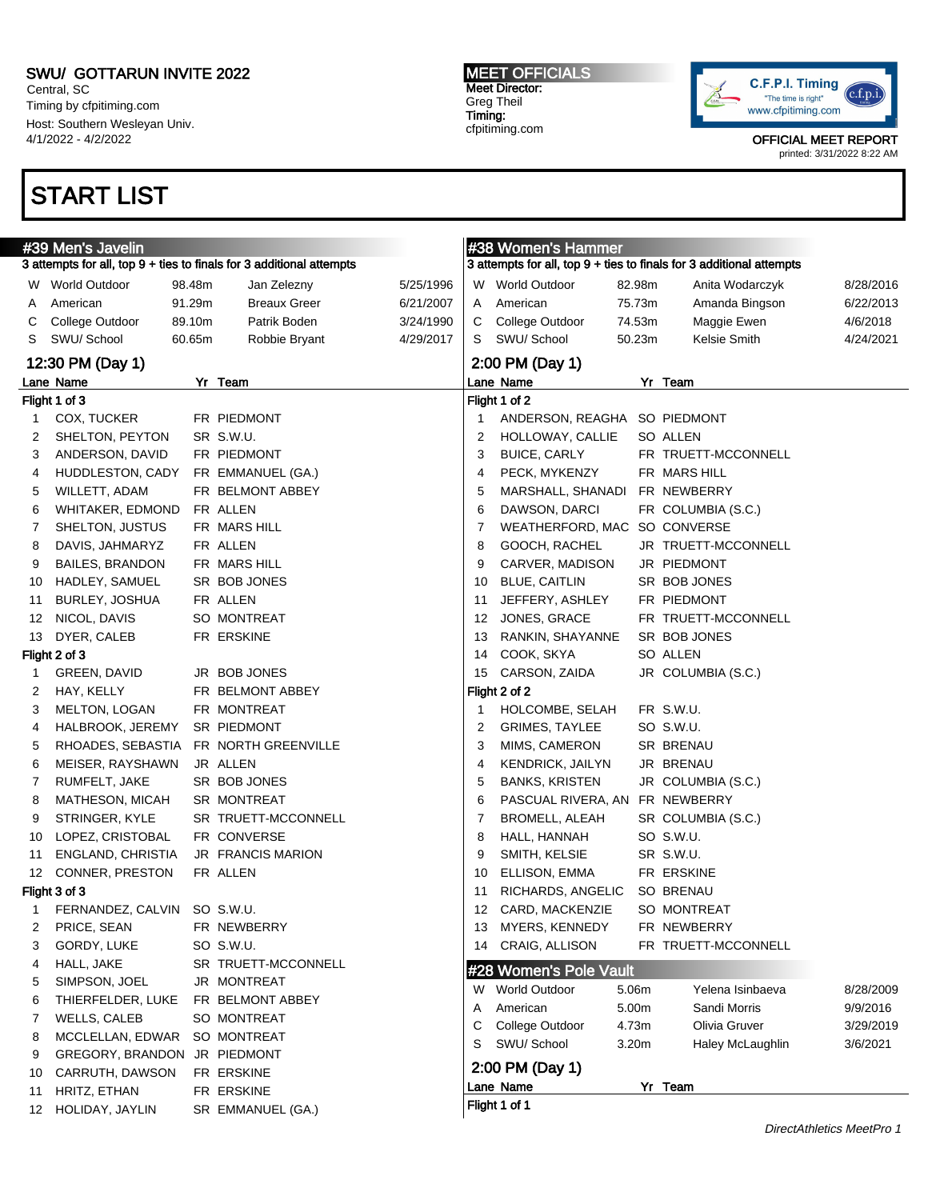SWU/ GOTTARUN INVITE 2022
Central, SC
Timing by cfpitiming.com
Host: Southern Wesleyan Univ.
4/1/2022 - 4/2/2022

MEET OFFICIALS
Meet Director:
Greg Theil
Timing:
cfpitiming.com

C.F.P.I. Timing
"The time is right"
www.cfpitiming.com

OFFICIAL MEET REPORT
printed: 3/31/2022 8:22 AM

# START LIST

## #39 Men's Javelin

3 attempts for all, top 9 + ties to finals for 3 additional attempts

| | Record | Mark | Name | Date |
|---|---|---|---|---|
| W | World Outdoor | 98.48m | Jan Zelezny | 5/25/1996 |
| A | American | 91.29m | Breaux Greer | 6/21/2007 |
| C | College Outdoor | 89.10m | Patrik Boden | 3/24/1990 |
| S | SWU/ School | 60.65m | Robbie Bryant | 4/29/2017 |

### 12:30 PM (Day 1)

**Flight 1 of 3**

| Lane | Name | Yr | Team |
|---|---|---|---|
| 1 | COX, TUCKER | FR | PIEDMONT |
| 2 | SHELTON, PEYTON | SR | S.W.U. |
| 3 | ANDERSON, DAVID | FR | PIEDMONT |
| 4 | HUDDLESTON, CADY | FR | EMMANUEL (GA.) |
| 5 | WILLETT, ADAM | FR | BELMONT ABBEY |
| 6 | WHITAKER, EDMOND | FR | ALLEN |
| 7 | SHELTON, JUSTUS | FR | MARS HILL |
| 8 | DAVIS, JAHMARYZ | FR | ALLEN |
| 9 | BAILES, BRANDON | FR | MARS HILL |
| 10 | HADLEY, SAMUEL | SR | BOB JONES |
| 11 | BURLEY, JOSHUA | FR | ALLEN |
| 12 | NICOL, DAVIS | SO | MONTREAT |
| 13 | DYER, CALEB | FR | ERSKINE |

**Flight 2 of 3**

| Lane | Name | Yr | Team |
|---|---|---|---|
| 1 | GREEN, DAVID | JR | BOB JONES |
| 2 | HAY, KELLY | FR | BELMONT ABBEY |
| 3 | MELTON, LOGAN | FR | MONTREAT |
| 4 | HALBROOK, JEREMY | SR | PIEDMONT |
| 5 | RHOADES, SEBASTIA | FR | NORTH GREENVILLE |
| 6 | MEISER, RAYSHAWN | JR | ALLEN |
| 7 | RUMFELT, JAKE | SR | BOB JONES |
| 8 | MATHESON, MICAH | SR | MONTREAT |
| 9 | STRINGER, KYLE | SR | TRUETT-MCCONNELL |
| 10 | LOPEZ, CRISTOBAL | FR | CONVERSE |
| 11 | ENGLAND, CHRISTIA | JR | FRANCIS MARION |
| 12 | CONNER, PRESTON | FR | ALLEN |

**Flight 3 of 3**

| Lane | Name | Yr | Team |
|---|---|---|---|
| 1 | FERNANDEZ, CALVIN | SO | S.W.U. |
| 2 | PRICE, SEAN | FR | NEWBERRY |
| 3 | GORDY, LUKE | SO | S.W.U. |
| 4 | HALL, JAKE | SR | TRUETT-MCCONNELL |
| 5 | SIMPSON, JOEL | JR | MONTREAT |
| 6 | THIERFELDER, LUKE | FR | BELMONT ABBEY |
| 7 | WELLS, CALEB | SO | MONTREAT |
| 8 | MCCLELLAN, EDWAR | SO | MONTREAT |
| 9 | GREGORY, BRANDON | JR | PIEDMONT |
| 10 | CARRUTH, DAWSON | FR | ERSKINE |
| 11 | HRITZ, ETHAN | FR | ERSKINE |
| 12 | HOLIDAY, JAYLIN | SR | EMMANUEL (GA.) |

## #38 Women's Hammer

3 attempts for all, top 9 + ties to finals for 3 additional attempts

| | Record | Mark | Name | Date |
|---|---|---|---|---|
| W | World Outdoor | 82.98m | Anita Wodarczyk | 8/28/2016 |
| A | American | 75.73m | Amanda Bingson | 6/22/2013 |
| C | College Outdoor | 74.53m | Maggie Ewen | 4/6/2018 |
| S | SWU/ School | 50.23m | Kelsie Smith | 4/24/2021 |

### 2:00 PM (Day 1)

**Flight 1 of 2**

| Lane | Name | Yr | Team |
|---|---|---|---|
| 1 | ANDERSON, REAGHA | SO | PIEDMONT |
| 2 | HOLLOWAY, CALLIE | SO | ALLEN |
| 3 | BUICE, CARLY | FR | TRUETT-MCCONNELL |
| 4 | PECK, MYKENZY | FR | MARS HILL |
| 5 | MARSHALL, SHANADI | FR | NEWBERRY |
| 6 | DAWSON, DARCI | FR | COLUMBIA (S.C.) |
| 7 | WEATHERFORD, MAC | SO | CONVERSE |
| 8 | GOOCH, RACHEL | JR | TRUETT-MCCONNELL |
| 9 | CARVER, MADISON | JR | PIEDMONT |
| 10 | BLUE, CAITLIN | SR | BOB JONES |
| 11 | JEFFERY, ASHLEY | FR | PIEDMONT |
| 12 | JONES, GRACE | FR | TRUETT-MCCONNELL |
| 13 | RANKIN, SHAYANNE | SR | BOB JONES |
| 14 | COOK, SKYA | SO | ALLEN |
| 15 | CARSON, ZAIDA | JR | COLUMBIA (S.C.) |

**Flight 2 of 2**

| Lane | Name | Yr | Team |
|---|---|---|---|
| 1 | HOLCOMBE, SELAH | FR | S.W.U. |
| 2 | GRIMES, TAYLEE | SO | S.W.U. |
| 3 | MIMS, CAMERON | SR | BRENAU |
| 4 | KENDRICK, JAILYN | JR | BRENAU |
| 5 | BANKS, KRISTEN | JR | COLUMBIA (S.C.) |
| 6 | PASCUAL RIVERA, AN | FR | NEWBERRY |
| 7 | BROMELL, ALEAH | SR | COLUMBIA (S.C.) |
| 8 | HALL, HANNAH | SO | S.W.U. |
| 9 | SMITH, KELSIE | SR | S.W.U. |
| 10 | ELLISON, EMMA | FR | ERSKINE |
| 11 | RICHARDS, ANGELIC | SO | BRENAU |
| 12 | CARD, MACKENZIE | SO | MONTREAT |
| 13 | MYERS, KENNEDY | FR | NEWBERRY |
| 14 | CRAIG, ALLISON | FR | TRUETT-MCCONNELL |

## #28 Women's Pole Vault

| | Record | Mark | Name | Date |
|---|---|---|---|---|
| W | World Outdoor | 5.06m | Yelena Isinbaeva | 8/28/2009 |
| A | American | 5.00m | Sandi Morris | 9/9/2016 |
| C | College Outdoor | 4.73m | Olivia Gruver | 3/29/2019 |
| S | SWU/ School | 3.20m | Haley McLaughlin | 3/6/2021 |

### 2:00 PM (Day 1)

| Lane | Name | Yr | Team |
|---|---|---|---|

**Flight 1 of 1**

*DirectAthletics MeetPro 1*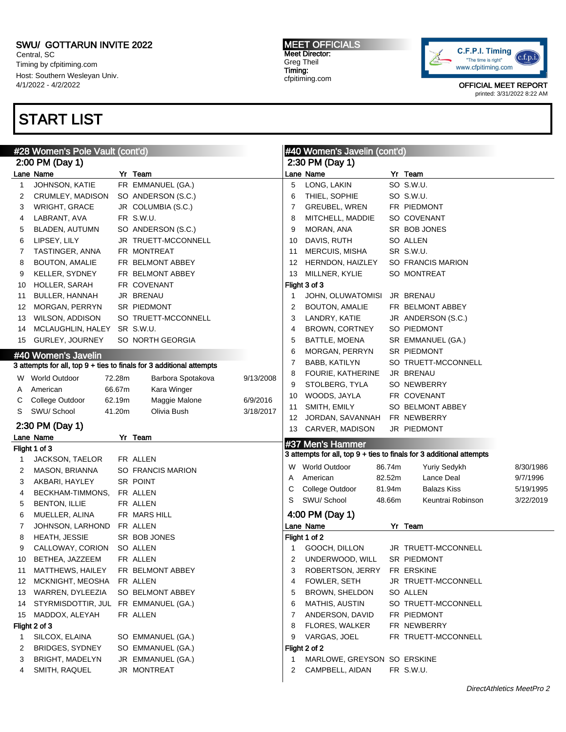SWU/ GOTTARUN INVITE 2022
Central, SC
Timing by cfpitiming.com
Host: Southern Wesleyan Univ.
4/1/2022 - 4/2/2022

**MEET OFFICIALS**
Meet Director:
Greg Theil
Timing:
cfpitiming.com

OFFICIAL MEET REPORT
printed: 3/31/2022 8:22 AM

# START LIST

## #28 Women's Pole Vault (cont'd)

### 2:00 PM (Day 1)

| Lane | Name | Yr | Team |
|---|---|---|---|
| 1 | JOHNSON, KATIE | FR | EMMANUEL (GA.) |
| 2 | CRUMLEY, MADISON | SO | ANDERSON (S.C.) |
| 3 | WRIGHT, GRACE | JR | COLUMBIA (S.C.) |
| 4 | LABRANT, AVA | FR | S.W.U. |
| 5 | BLADEN, AUTUMN | SO | ANDERSON (S.C.) |
| 6 | LIPSEY, LILY | JR | TRUETT-MCCONNELL |
| 7 | TASTINGER, ANNA | FR | MONTREAT |
| 8 | BOUTON, AMALIE | FR | BELMONT ABBEY |
| 9 | KELLER, SYDNEY | FR | BELMONT ABBEY |
| 10 | HOLLER, SARAH | FR | COVENANT |
| 11 | BULLER, HANNAH | JR | BRENAU |
| 12 | MORGAN, PERRYN | SR | PIEDMONT |
| 13 | WILSON, ADDISON | SO | TRUETT-MCCONNELL |
| 14 | MCLAUGHLIN, HALEY | SR | S.W.U. |
| 15 | GURLEY, JOURNEY | SO | NORTH GEORGIA |

## #40 Women's Javelin

3 attempts for all, top 9 + ties to finals for 3 additional attempts

| | | Mark | Name | Date |
|---|---|---|---|---|
| W | World Outdoor | 72.28m | Barbora Spotakova | 9/13/2008 |
| A | American | 66.67m | Kara Winger | |
| C | College Outdoor | 62.19m | Maggie Malone | 6/9/2016 |
| S | SWU/ School | 41.20m | Olivia Bush | 3/18/2017 |

### 2:30 PM (Day 1)

**Flight 1 of 3**

| Lane | Name | Yr | Team |
|---|---|---|---|
| 1 | JACKSON, TAELOR | FR | ALLEN |
| 2 | MASON, BRIANNA | SO | FRANCIS MARION |
| 3 | AKBARI, HAYLEY | SR | POINT |
| 4 | BECKHAM-TIMMONS, | FR | ALLEN |
| 5 | BENTON, ILLIE | FR | ALLEN |
| 6 | MUELLER, ALINA | FR | MARS HILL |
| 7 | JOHNSON, LARHOND | FR | ALLEN |
| 8 | HEATH, JESSIE | SR | BOB JONES |
| 9 | CALLOWAY, CORION | SO | ALLEN |
| 10 | BETHEA, JAZZEEM | FR | ALLEN |
| 11 | MATTHEWS, HAILEY | FR | BELMONT ABBEY |
| 12 | MCKNIGHT, MEOSHA | FR | ALLEN |
| 13 | WARREN, DYLEEZIA | SO | BELMONT ABBEY |
| 14 | STYRMISDOTTIR, JUL | FR | EMMANUEL (GA.) |
| 15 | MADDOX, ALEYAH | FR | ALLEN |

**Flight 2 of 3**

| Lane | Name | Yr | Team |
|---|---|---|---|
| 1 | SILCOX, ELAINA | SO | EMMANUEL (GA.) |
| 2 | BRIDGES, SYDNEY | SO | EMMANUEL (GA.) |
| 3 | BRIGHT, MADELYN | JR | EMMANUEL (GA.) |
| 4 | SMITH, RAQUEL | JR | MONTREAT |

## #40 Women's Javelin (cont'd)

### 2:30 PM (Day 1)

| Lane | Name | Yr | Team |
|---|---|---|---|
| 5 | LONG, LAKIN | SO | S.W.U. |
| 6 | THIEL, SOPHIE | SO | S.W.U. |
| 7 | GREUBEL, WREN | FR | PIEDMONT |
| 8 | MITCHELL, MADDIE | SO | COVENANT |
| 9 | MORAN, ANA | SR | BOB JONES |
| 10 | DAVIS, RUTH | SO | ALLEN |
| 11 | MERCUIS, MISHA | SR | S.W.U. |
| 12 | HERNDON, HAIZLEY | SO | FRANCIS MARION |
| 13 | MILLNER, KYLIE | SO | MONTREAT |

**Flight 3 of 3**

| Lane | Name | Yr | Team |
|---|---|---|---|
| 1 | JOHN, OLUWATOMISI | JR | BRENAU |
| 2 | BOUTON, AMALIE | FR | BELMONT ABBEY |
| 3 | LANDRY, KATIE | JR | ANDERSON (S.C.) |
| 4 | BROWN, CORTNEY | SO | PIEDMONT |
| 5 | BATTLE, MOENA | SR | EMMANUEL (GA.) |
| 6 | MORGAN, PERRYN | SR | PIEDMONT |
| 7 | BABB, KATILYN | SO | TRUETT-MCCONNELL |
| 8 | FOURIE, KATHERINE | JR | BRENAU |
| 9 | STOLBERG, TYLA | SO | NEWBERRY |
| 10 | WOODS, JAYLA | FR | COVENANT |
| 11 | SMITH, EMILY | SO | BELMONT ABBEY |
| 12 | JORDAN, SAVANNAH | FR | NEWBERRY |
| 13 | CARVER, MADISON | JR | PIEDMONT |

## #37 Men's Hammer

3 attempts for all, top 9 + ties to finals for 3 additional attempts

| | | Mark | Name | Date |
|---|---|---|---|---|
| W | World Outdoor | 86.74m | Yuriy Sedykh | 8/30/1986 |
| A | American | 82.52m | Lance Deal | 9/7/1996 |
| C | College Outdoor | 81.94m | Balazs Kiss | 5/19/1995 |
| S | SWU/ School | 48.66m | Keuntrai Robinson | 3/22/2019 |

### 4:00 PM (Day 1)

**Flight 1 of 2**

| Lane | Name | Yr | Team |
|---|---|---|---|
| 1 | GOOCH, DILLON | JR | TRUETT-MCCONNELL |
| 2 | UNDERWOOD, WILL | SR | PIEDMONT |
| 3 | ROBERTSON, JERRY | FR | ERSKINE |
| 4 | FOWLER, SETH | JR | TRUETT-MCCONNELL |
| 5 | BROWN, SHELDON | SO | ALLEN |
| 6 | MATHIS, AUSTIN | SO | TRUETT-MCCONNELL |
| 7 | ANDERSON, DAVID | FR | PIEDMONT |
| 8 | FLORES, WALKER | FR | NEWBERRY |
| 9 | VARGAS, JOEL | FR | TRUETT-MCCONNELL |

**Flight 2 of 2**

| Lane | Name | Yr | Team |
|---|---|---|---|
| 1 | MARLOWE, GREYSON | SO | ERSKINE |
| 2 | CAMPBELL, AIDAN | FR | S.W.U. |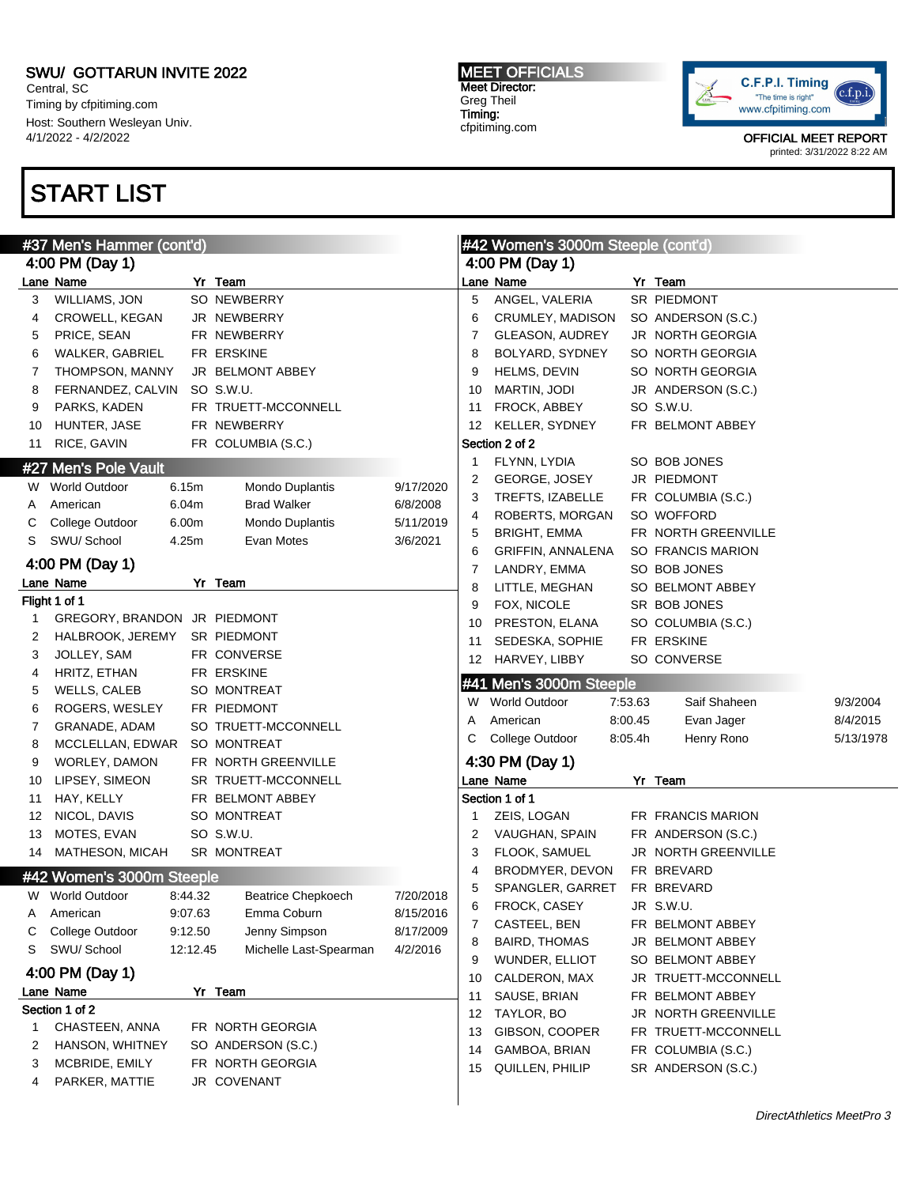# START LIST

## #37 Men's Hammer (cont'd)

### 4:00 PM (Day 1)

| Lane | Name | Yr | Team |
|---|---|---|---|
| 3 | WILLIAMS, JON | SO | NEWBERRY |
| 4 | CROWELL, KEGAN | JR | NEWBERRY |
| 5 | PRICE, SEAN | FR | NEWBERRY |
| 6 | WALKER, GABRIEL | FR | ERSKINE |
| 7 | THOMPSON, MANNY | JR | BELMONT ABBEY |
| 8 | FERNANDEZ, CALVIN | SO | S.W.U. |
| 9 | PARKS, KADEN | FR | TRUETT-MCCONNELL |
| 10 | HUNTER, JASE | FR | NEWBERRY |
| 11 | RICE, GAVIN | FR | COLUMBIA (S.C.) |

## #27 Men's Pole Vault

| | | | | |
|---|---|---|---|---|
| W | World Outdoor | 6.15m | Mondo Duplantis | 9/17/2020 |
| A | American | 6.04m | Brad Walker | 6/8/2008 |
| C | College Outdoor | 6.00m | Mondo Duplantis | 5/11/2019 |
| S | SWU/ School | 4.25m | Evan Motes | 3/6/2021 |

### 4:00 PM (Day 1)

**Flight 1 of 1**

| Lane | Name | Yr | Team |
|---|---|---|---|
| 1 | GREGORY, BRANDON | JR | PIEDMONT |
| 2 | HALBROOK, JEREMY | SR | PIEDMONT |
| 3 | JOLLEY, SAM | FR | CONVERSE |
| 4 | HRITZ, ETHAN | FR | ERSKINE |
| 5 | WELLS, CALEB | SO | MONTREAT |
| 6 | ROGERS, WESLEY | FR | PIEDMONT |
| 7 | GRANADE, ADAM | SO | TRUETT-MCCONNELL |
| 8 | MCCLELLAN, EDWAR | SO | MONTREAT |
| 9 | WORLEY, DAMON | FR | NORTH GREENVILLE |
| 10 | LIPSEY, SIMEON | SR | TRUETT-MCCONNELL |
| 11 | HAY, KELLY | FR | BELMONT ABBEY |
| 12 | NICOL, DAVIS | SO | MONTREAT |
| 13 | MOTES, EVAN | SO | S.W.U. |
| 14 | MATHESON, MICAH | SR | MONTREAT |

## #42 Women's 3000m Steeple

| | | | | |
|---|---|---|---|---|
| W | World Outdoor | 8:44.32 | Beatrice Chepkoech | 7/20/2018 |
| A | American | 9:07.63 | Emma Coburn | 8/15/2016 |
| C | College Outdoor | 9:12.50 | Jenny Simpson | 8/17/2009 |
| S | SWU/ School | 12:12.45 | Michelle Last-Spearman | 4/2/2016 |

### 4:00 PM (Day 1)

**Section 1 of 2**

| Lane | Name | Yr | Team |
|---|---|---|---|
| 1 | CHASTEEN, ANNA | FR | NORTH GEORGIA |
| 2 | HANSON, WHITNEY | SO | ANDERSON (S.C.) |
| 3 | MCBRIDE, EMILY | FR | NORTH GEORGIA |
| 4 | PARKER, MATTIE | JR | COVENANT |

## #42 Women's 3000m Steeple (cont'd)

### 4:00 PM (Day 1)

| Lane | Name | Yr | Team |
|---|---|---|---|
| 5 | ANGEL, VALERIA | SR | PIEDMONT |
| 6 | CRUMLEY, MADISON | SO | ANDERSON (S.C.) |
| 7 | GLEASON, AUDREY | JR | NORTH GEORGIA |
| 8 | BOLYARD, SYDNEY | SO | NORTH GEORGIA |
| 9 | HELMS, DEVIN | SO | NORTH GEORGIA |
| 10 | MARTIN, JODI | JR | ANDERSON (S.C.) |
| 11 | FROCK, ABBEY | SO | S.W.U. |
| 12 | KELLER, SYDNEY | FR | BELMONT ABBEY |

**Section 2 of 2**

| Lane | Name | Yr | Team |
|---|---|---|---|
| 1 | FLYNN, LYDIA | SO | BOB JONES |
| 2 | GEORGE, JOSEY | JR | PIEDMONT |
| 3 | TREFTS, IZABELLE | FR | COLUMBIA (S.C.) |
| 4 | ROBERTS, MORGAN | SO | WOFFORD |
| 5 | BRIGHT, EMMA | FR | NORTH GREENVILLE |
| 6 | GRIFFIN, ANNALENA | SO | FRANCIS MARION |
| 7 | LANDRY, EMMA | SO | BOB JONES |
| 8 | LITTLE, MEGHAN | SO | BELMONT ABBEY |
| 9 | FOX, NICOLE | SR | BOB JONES |
| 10 | PRESTON, ELANA | SO | COLUMBIA (S.C.) |
| 11 | SEDESKA, SOPHIE | FR | ERSKINE |
| 12 | HARVEY, LIBBY | SO | CONVERSE |

## #41 Men's 3000m Steeple

| | | | | |
|---|---|---|---|---|
| W | World Outdoor | 7:53.63 | Saif Shaheen | 9/3/2004 |
| A | American | 8:00.45 | Evan Jager | 8/4/2015 |
| C | College Outdoor | 8:05.4h | Henry Rono | 5/13/1978 |

### 4:30 PM (Day 1)

**Section 1 of 1**

| Lane | Name | Yr | Team |
|---|---|---|---|
| 1 | ZEIS, LOGAN | FR | FRANCIS MARION |
| 2 | VAUGHAN, SPAIN | FR | ANDERSON (S.C.) |
| 3 | FLOOK, SAMUEL | JR | NORTH GREENVILLE |
| 4 | BRODMYER, DEVON | FR | BREVARD |
| 5 | SPANGLER, GARRET | FR | BREVARD |
| 6 | FROCK, CASEY | JR | S.W.U. |
| 7 | CASTEEL, BEN | FR | BELMONT ABBEY |
| 8 | BAIRD, THOMAS | JR | BELMONT ABBEY |
| 9 | WUNDER, ELLIOT | SO | BELMONT ABBEY |
| 10 | CALDERON, MAX | JR | TRUETT-MCCONNELL |
| 11 | SAUSE, BRIAN | FR | BELMONT ABBEY |
| 12 | TAYLOR, BO | JR | NORTH GREENVILLE |
| 13 | GIBSON, COOPER | FR | TRUETT-MCCONNELL |
| 14 | GAMBOA, BRIAN | FR | COLUMBIA (S.C.) |
| 15 | QUILLEN, PHILIP | SR | ANDERSON (S.C.) |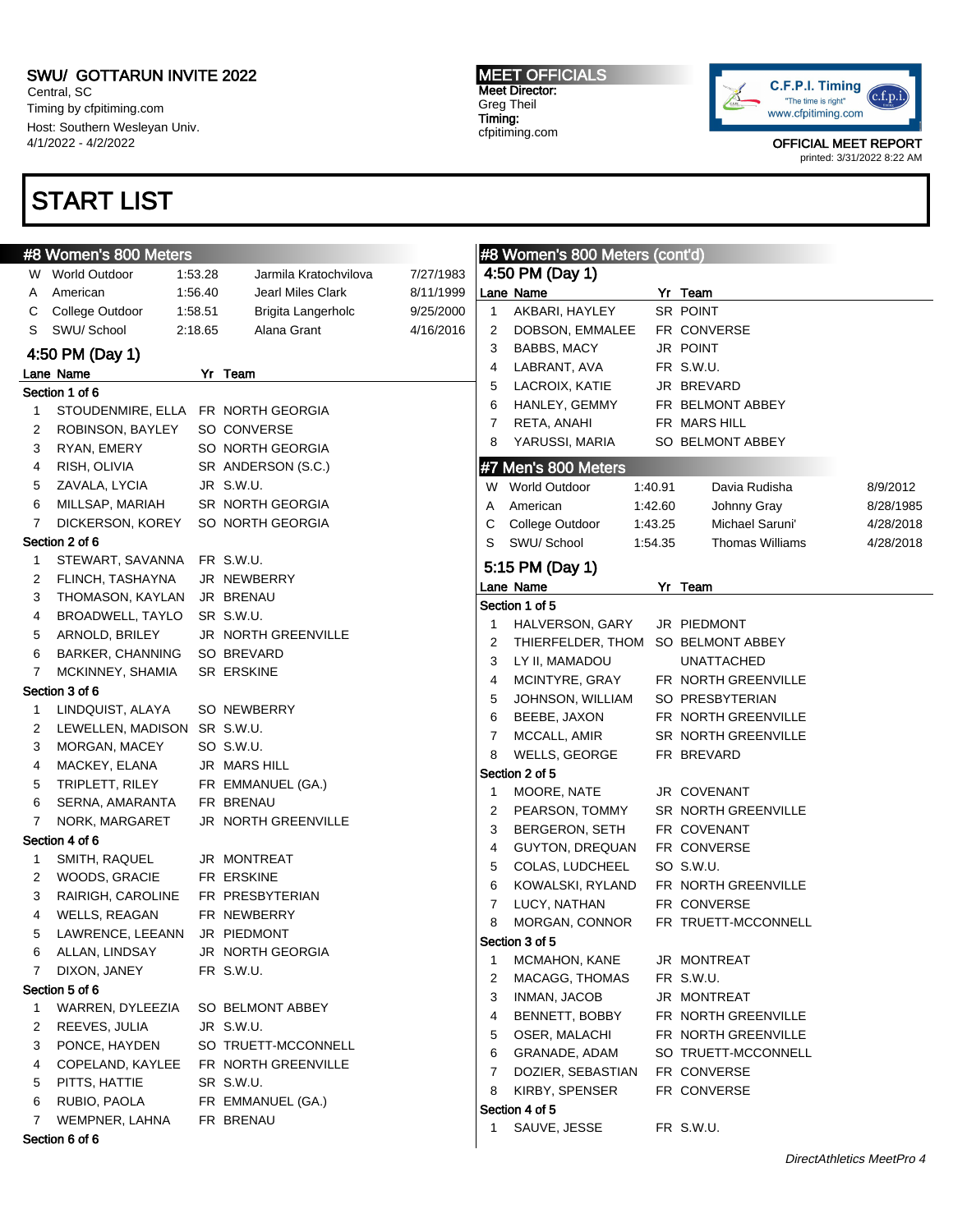SWU/ GOTTARUN INVITE 2022
Central, SC
Timing by cfpitiming.com
Host: Southern Wesleyan Univ.
4/1/2022 - 4/2/2022

MEET OFFICIALS
Meet Director:
Greg Theil
Timing:
cfpitiming.com

OFFICIAL MEET REPORT
printed: 3/31/2022 8:22 AM

# START LIST

## #8 Women's 800 Meters

| | Record | Time | Name | Date |
|---|---|---|---|---|
| W | World Outdoor | 1:53.28 | Jarmila Kratochvilova | 7/27/1983 |
| A | American | 1:56.40 | Jearl Miles Clark | 8/11/1999 |
| C | College Outdoor | 1:58.51 | Brigita Langerholc | 9/25/2000 |
| S | SWU/ School | 2:18.65 | Alana Grant | 4/16/2016 |

### 4:50 PM (Day 1)

**Section 1 of 6**

| Lane | Name | Yr | Team |
|---|---|---|---|
| 1 | STOUDENMIRE, ELLA | FR | NORTH GEORGIA |
| 2 | ROBINSON, BAYLEY | SO | CONVERSE |
| 3 | RYAN, EMERY | SO | NORTH GEORGIA |
| 4 | RISH, OLIVIA | SR | ANDERSON (S.C.) |
| 5 | ZAVALA, LYCIA | JR | S.W.U. |
| 6 | MILLSAP, MARIAH | SR | NORTH GEORGIA |
| 7 | DICKERSON, KOREY | SO | NORTH GEORGIA |

**Section 2 of 6**

| Lane | Name | Yr | Team |
|---|---|---|---|
| 1 | STEWART, SAVANNA | FR | S.W.U. |
| 2 | FLINCH, TASHAYNA | JR | NEWBERRY |
| 3 | THOMASON, KAYLAN | JR | BRENAU |
| 4 | BROADWELL, TAYLO | SR | S.W.U. |
| 5 | ARNOLD, BRILEY | JR | NORTH GREENVILLE |
| 6 | BARKER, CHANNING | SO | BREVARD |
| 7 | MCKINNEY, SHAMIA | SR | ERSKINE |

**Section 3 of 6**

| Lane | Name | Yr | Team |
|---|---|---|---|
| 1 | LINDQUIST, ALAYA | SO | NEWBERRY |
| 2 | LEWELLEN, MADISON | SR | S.W.U. |
| 3 | MORGAN, MACEY | SO | S.W.U. |
| 4 | MACKEY, ELANA | JR | MARS HILL |
| 5 | TRIPLETT, RILEY | FR | EMMANUEL (GA.) |
| 6 | SERNA, AMARANTA | FR | BRENAU |
| 7 | NORK, MARGARET | JR | NORTH GREENVILLE |

**Section 4 of 6**

| Lane | Name | Yr | Team |
|---|---|---|---|
| 1 | SMITH, RAQUEL | JR | MONTREAT |
| 2 | WOODS, GRACIE | FR | ERSKINE |
| 3 | RAIRIGH, CAROLINE | FR | PRESBYTERIAN |
| 4 | WELLS, REAGAN | FR | NEWBERRY |
| 5 | LAWRENCE, LEEANN | JR | PIEDMONT |
| 6 | ALLAN, LINDSAY | JR | NORTH GEORGIA |
| 7 | DIXON, JANEY | FR | S.W.U. |

**Section 5 of 6**

| Lane | Name | Yr | Team |
|---|---|---|---|
| 1 | WARREN, DYLEEZIA | SO | BELMONT ABBEY |
| 2 | REEVES, JULIA | JR | S.W.U. |
| 3 | PONCE, HAYDEN | SO | TRUETT-MCCONNELL |
| 4 | COPELAND, KAYLEE | FR | NORTH GREENVILLE |
| 5 | PITTS, HATTIE | SR | S.W.U. |
| 6 | RUBIO, PAOLA | FR | EMMANUEL (GA.) |
| 7 | WEMPNER, LAHNA | FR | BRENAU |

**Section 6 of 6**

## #8 Women's 800 Meters (cont'd)

### 4:50 PM (Day 1)

| Lane | Name | Yr | Team |
|---|---|---|---|
| 1 | AKBARI, HAYLEY | SR | POINT |
| 2 | DOBSON, EMMALEE | FR | CONVERSE |
| 3 | BABBS, MACY | JR | POINT |
| 4 | LABRANT, AVA | FR | S.W.U. |
| 5 | LACROIX, KATIE | JR | BREVARD |
| 6 | HANLEY, GEMMY | FR | BELMONT ABBEY |
| 7 | RETA, ANAHI | FR | MARS HILL |
| 8 | YARUSSI, MARIA | SO | BELMONT ABBEY |

## #7 Men's 800 Meters

| | Record | Time | Name | Date |
|---|---|---|---|---|
| W | World Outdoor | 1:40.91 | Davia Rudisha | 8/9/2012 |
| A | American | 1:42.60 | Johnny Gray | 8/28/1985 |
| C | College Outdoor | 1:43.25 | Michael Saruni' | 4/28/2018 |
| S | SWU/ School | 1:54.35 | Thomas Williams | 4/28/2018 |

### 5:15 PM (Day 1)

**Section 1 of 5**

| Lane | Name | Yr | Team |
|---|---|---|---|
| 1 | HALVERSON, GARY | JR | PIEDMONT |
| 2 | THIERFELDER, THOM | SO | BELMONT ABBEY |
| 3 | LY II, MAMADOU | | UNATTACHED |
| 4 | MCINTYRE, GRAY | FR | NORTH GREENVILLE |
| 5 | JOHNSON, WILLIAM | SO | PRESBYTERIAN |
| 6 | BEEBE, JAXON | FR | NORTH GREENVILLE |
| 7 | MCCALL, AMIR | SR | NORTH GREENVILLE |
| 8 | WELLS, GEORGE | FR | BREVARD |

**Section 2 of 5**

| Lane | Name | Yr | Team |
|---|---|---|---|
| 1 | MOORE, NATE | JR | COVENANT |
| 2 | PEARSON, TOMMY | SR | NORTH GREENVILLE |
| 3 | BERGERON, SETH | FR | COVENANT |
| 4 | GUYTON, DREQUAN | FR | CONVERSE |
| 5 | COLAS, LUDCHEEL | SO | S.W.U. |
| 6 | KOWALSKI, RYLAND | FR | NORTH GREENVILLE |
| 7 | LUCY, NATHAN | FR | CONVERSE |
| 8 | MORGAN, CONNOR | FR | TRUETT-MCCONNELL |

**Section 3 of 5**

| Lane | Name | Yr | Team |
|---|---|---|---|
| 1 | MCMAHON, KANE | JR | MONTREAT |
| 2 | MACAGG, THOMAS | FR | S.W.U. |
| 3 | INMAN, JACOB | JR | MONTREAT |
| 4 | BENNETT, BOBBY | FR | NORTH GREENVILLE |
| 5 | OSER, MALACHI | FR | NORTH GREENVILLE |
| 6 | GRANADE, ADAM | SO | TRUETT-MCCONNELL |
| 7 | DOZIER, SEBASTIAN | FR | CONVERSE |
| 8 | KIRBY, SPENSER | FR | CONVERSE |

**Section 4 of 5**

| Lane | Name | Yr | Team |
|---|---|---|---|
| 1 | SAUVE, JESSE | FR | S.W.U. |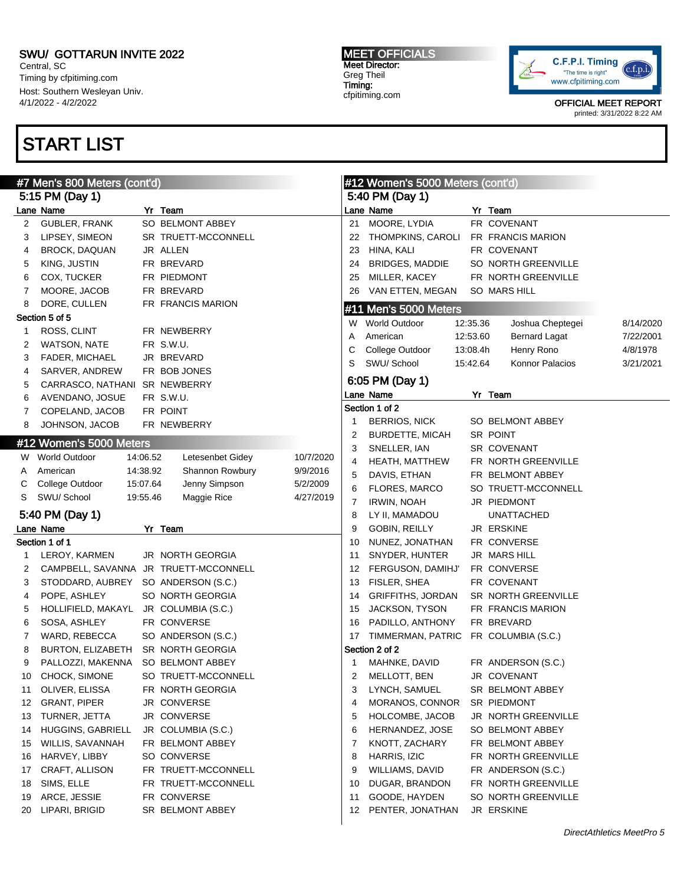SWU/ GOTTARUN INVITE 2022
Central, SC
Timing by cfpitiming.com
Host: Southern Wesleyan Univ.
4/1/2022 - 4/2/2022

MEET OFFICIALS
Meet Director:
Greg Theil
Timing:
cfpitiming.com

OFFICIAL MEET REPORT
printed: 3/31/2022 8:22 AM

# START LIST

## #7 Men's 800 Meters (cont'd)

### 5:15 PM (Day 1)

| Lane | Name | Yr | Team |
|---|---|---|---|
| 2 | GUBLER, FRANK | SO | BELMONT ABBEY |
| 3 | LIPSEY, SIMEON | SR | TRUETT-MCCONNELL |
| 4 | BROCK, DAQUAN | JR | ALLEN |
| 5 | KING, JUSTIN | FR | BREVARD |
| 6 | COX, TUCKER | FR | PIEDMONT |
| 7 | MOORE, JACOB | FR | BREVARD |
| 8 | DORE, CULLEN | FR | FRANCIS MARION |

**Section 5 of 5**

| Lane | Name | Yr | Team |
|---|---|---|---|
| 1 | ROSS, CLINT | FR | NEWBERRY |
| 2 | WATSON, NATE | FR | S.W.U. |
| 3 | FADER, MICHAEL | JR | BREVARD |
| 4 | SARVER, ANDREW | FR | BOB JONES |
| 5 | CARRASCO, NATHANI | SR | NEWBERRY |
| 6 | AVENDANO, JOSUE | FR | S.W.U. |
| 7 | COPELAND, JACOB | FR | POINT |
| 8 | JOHNSON, JACOB | FR | NEWBERRY |

## #12 Women's 5000 Meters

| | Record | Mark | Name | Date |
|---|---|---|---|---|
| W | World Outdoor | 14:06.52 | Letesenbet Gidey | 10/7/2020 |
| A | American | 14:38.92 | Shannon Rowbury | 9/9/2016 |
| C | College Outdoor | 15:07.64 | Jenny Simpson | 5/2/2009 |
| S | SWU/ School | 19:55.46 | Maggie Rice | 4/27/2019 |

### 5:40 PM (Day 1)

**Section 1 of 1**

| Lane | Name | Yr | Team |
|---|---|---|---|
| 1 | LEROY, KARMEN | JR | NORTH GEORGIA |
| 2 | CAMPBELL, SAVANNA | JR | TRUETT-MCCONNELL |
| 3 | STODDARD, AUBREY | SO | ANDERSON (S.C.) |
| 4 | POPE, ASHLEY | SO | NORTH GEORGIA |
| 5 | HOLLIFIELD, MAKAYL | JR | COLUMBIA (S.C.) |
| 6 | SOSA, ASHLEY | FR | CONVERSE |
| 7 | WARD, REBECCA | SO | ANDERSON (S.C.) |
| 8 | BURTON, ELIZABETH | SR | NORTH GEORGIA |
| 9 | PALLOZZI, MAKENNA | SO | BELMONT ABBEY |
| 10 | CHOCK, SIMONE | SO | TRUETT-MCCONNELL |
| 11 | OLIVER, ELISSA | FR | NORTH GEORGIA |
| 12 | GRANT, PIPER | JR | CONVERSE |
| 13 | TURNER, JETTA | JR | CONVERSE |
| 14 | HUGGINS, GABRIELL | JR | COLUMBIA (S.C.) |
| 15 | WILLIS, SAVANNAH | FR | BELMONT ABBEY |
| 16 | HARVEY, LIBBY | SO | CONVERSE |
| 17 | CRAFT, ALLISON | FR | TRUETT-MCCONNELL |
| 18 | SIMS, ELLE | FR | TRUETT-MCCONNELL |
| 19 | ARCE, JESSIE | FR | CONVERSE |
| 20 | LIPARI, BRIGID | SR | BELMONT ABBEY |

## #12 Women's 5000 Meters (cont'd)

### 5:40 PM (Day 1)

| Lane | Name | Yr | Team |
|---|---|---|---|
| 21 | MOORE, LYDIA | FR | COVENANT |
| 22 | THOMPKINS, CAROLI | FR | FRANCIS MARION |
| 23 | HINA, KALI | FR | COVENANT |
| 24 | BRIDGES, MADDIE | SO | NORTH GREENVILLE |
| 25 | MILLER, KACEY | FR | NORTH GREENVILLE |
| 26 | VAN ETTEN, MEGAN | SO | MARS HILL |

## #11 Men's 5000 Meters

| | Record | Mark | Name | Date |
|---|---|---|---|---|
| W | World Outdoor | 12:35.36 | Joshua Cheptegei | 8/14/2020 |
| A | American | 12:53.60 | Bernard Lagat | 7/22/2001 |
| C | College Outdoor | 13:08.4h | Henry Rono | 4/8/1978 |
| S | SWU/ School | 15:42.64 | Konnor Palacios | 3/21/2021 |

### 6:05 PM (Day 1)

**Section 1 of 2**

| Lane | Name | Yr | Team |
|---|---|---|---|
| 1 | BERRIOS, NICK | SO | BELMONT ABBEY |
| 2 | BURDETTE, MICAH | SR | POINT |
| 3 | SNELLER, IAN | SR | COVENANT |
| 4 | HEATH, MATTHEW | FR | NORTH GREENVILLE |
| 5 | DAVIS, ETHAN | FR | BELMONT ABBEY |
| 6 | FLORES, MARCO | SO | TRUETT-MCCONNELL |
| 7 | IRWIN, NOAH | JR | PIEDMONT |
| 8 | LY II, MAMADOU | | UNATTACHED |
| 9 | GOBIN, REILLY | JR | ERSKINE |
| 10 | NUNEZ, JONATHAN | FR | CONVERSE |
| 11 | SNYDER, HUNTER | JR | MARS HILL |
| 12 | FERGUSON, DAMIHJ' | FR | CONVERSE |
| 13 | FISLER, SHEA | FR | COVENANT |
| 14 | GRIFFITHS, JORDAN | SR | NORTH GREENVILLE |
| 15 | JACKSON, TYSON | FR | FRANCIS MARION |
| 16 | PADILLO, ANTHONY | FR | BREVARD |
| 17 | TIMMERMAN, PATRIC | FR | COLUMBIA (S.C.) |

**Section 2 of 2**

| Lane | Name | Yr | Team |
|---|---|---|---|
| 1 | MAHNKE, DAVID | FR | ANDERSON (S.C.) |
| 2 | MELLOTT, BEN | JR | COVENANT |
| 3 | LYNCH, SAMUEL | SR | BELMONT ABBEY |
| 4 | MORANOS, CONNOR | SR | PIEDMONT |
| 5 | HOLCOMBE, JACOB | JR | NORTH GREENVILLE |
| 6 | HERNANDEZ, JOSE | SO | BELMONT ABBEY |
| 7 | KNOTT, ZACHARY | FR | BELMONT ABBEY |
| 8 | HARRIS, IZIC | FR | NORTH GREENVILLE |
| 9 | WILLIAMS, DAVID | FR | ANDERSON (S.C.) |
| 10 | DUGAR, BRANDON | FR | NORTH GREENVILLE |
| 11 | GOODE, HAYDEN | SO | NORTH GREENVILLE |
| 12 | PENTER, JONATHAN | JR | ERSKINE |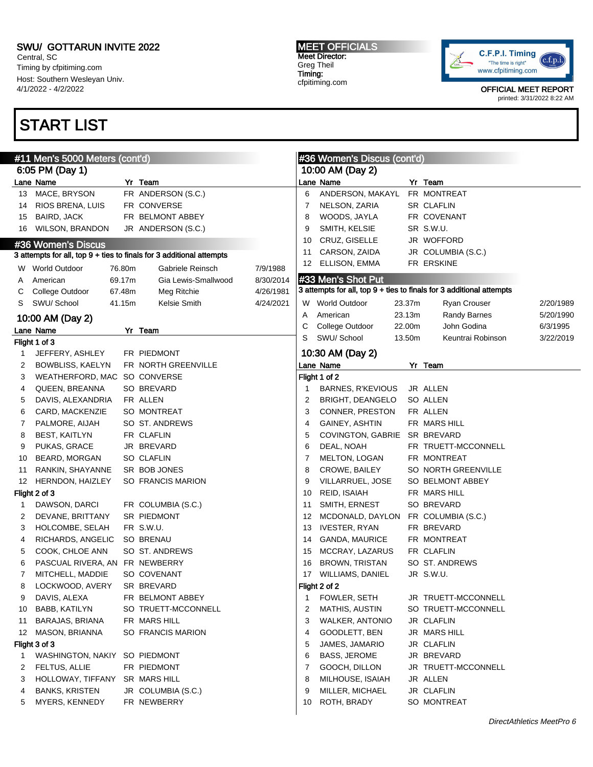# START LIST

## #11 Men's 5000 Meters (cont'd)

### 6:05 PM (Day 1)

| Lane | Name | Yr | Team |
|---|---|---|---|
| 13 | MACE, BRYSON | FR | ANDERSON (S.C.) |
| 14 | RIOS BRENA, LUIS | FR | CONVERSE |
| 15 | BAIRD, JACK | FR | BELMONT ABBEY |
| 16 | WILSON, BRANDON | JR | ANDERSON (S.C.) |

## #36 Women's Discus

3 attempts for all, top 9 + ties to finals for 3 additional attempts

| | | | | |
|---|---|---|---|---|
| W | World Outdoor | 76.80m | Gabriele Reinsch | 7/9/1988 |
| A | American | 69.17m | Gia Lewis-Smallwood | 8/30/2014 |
| C | College Outdoor | 67.48m | Meg Ritchie | 4/26/1981 |
| S | SWU/ School | 41.15m | Kelsie Smith | 4/24/2021 |

### 10:00 AM (Day 2)

**Flight 1 of 3**

| Lane | Name | Yr | Team |
|---|---|---|---|
| 1 | JEFFERY, ASHLEY | FR | PIEDMONT |
| 2 | BOWBLISS, KAELYN | FR | NORTH GREENVILLE |
| 3 | WEATHERFORD, MAC | SO | CONVERSE |
| 4 | QUEEN, BREANNA | SO | BREVARD |
| 5 | DAVIS, ALEXANDRIA | FR | ALLEN |
| 6 | CARD, MACKENZIE | SO | MONTREAT |
| 7 | PALMORE, AIJAH | SO | ST. ANDREWS |
| 8 | BEST, KAITLYN | FR | CLAFLIN |
| 9 | PUKAS, GRACE | JR | BREVARD |
| 10 | BEARD, MORGAN | SO | CLAFLIN |
| 11 | RANKIN, SHAYANNE | SR | BOB JONES |
| 12 | HERNDON, HAIZLEY | SO | FRANCIS MARION |

**Flight 2 of 3**

| Lane | Name | Yr | Team |
|---|---|---|---|
| 1 | DAWSON, DARCI | FR | COLUMBIA (S.C.) |
| 2 | DEVANE, BRITTANY | SR | PIEDMONT |
| 3 | HOLCOMBE, SELAH | FR | S.W.U. |
| 4 | RICHARDS, ANGELIC | SO | BRENAU |
| 5 | COOK, CHLOE ANN | SO | ST. ANDREWS |
| 6 | PASCUAL RIVERA, AN | FR | NEWBERRY |
| 7 | MITCHELL, MADDIE | SO | COVENANT |
| 8 | LOCKWOOD, AVERY | SR | BREVARD |
| 9 | DAVIS, ALEXA | FR | BELMONT ABBEY |
| 10 | BABB, KATILYN | SO | TRUETT-MCCONNELL |
| 11 | BARAJAS, BRIANA | FR | MARS HILL |
| 12 | MASON, BRIANNA | SO | FRANCIS MARION |

**Flight 3 of 3**

| Lane | Name | Yr | Team |
|---|---|---|---|
| 1 | WASHINGTON, NAKIY | SO | PIEDMONT |
| 2 | FELTUS, ALLIE | FR | PIEDMONT |
| 3 | HOLLOWAY, TIFFANY | SR | MARS HILL |
| 4 | BANKS, KRISTEN | JR | COLUMBIA (S.C.) |
| 5 | MYERS, KENNEDY | FR | NEWBERRY |

## #36 Women's Discus (cont'd)

### 10:00 AM (Day 2)

| Lane | Name | Yr | Team |
|---|---|---|---|
| 6 | ANDERSON, MAKAYL | FR | MONTREAT |
| 7 | NELSON, ZARIA | SR | CLAFLIN |
| 8 | WOODS, JAYLA | FR | COVENANT |
| 9 | SMITH, KELSIE | SR | S.W.U. |
| 10 | CRUZ, GISELLE | JR | WOFFORD |
| 11 | CARSON, ZAIDA | JR | COLUMBIA (S.C.) |
| 12 | ELLISON, EMMA | FR | ERSKINE |

## #33 Men's Shot Put

3 attempts for all, top 9 + ties to finals for 3 additional attempts

| | | | | |
|---|---|---|---|---|
| W | World Outdoor | 23.37m | Ryan Crouser | 2/20/1989 |
| A | American | 23.13m | Randy Barnes | 5/20/1990 |
| C | College Outdoor | 22.00m | John Godina | 6/3/1995 |
| S | SWU/ School | 13.50m | Keuntrai Robinson | 3/22/2019 |

### 10:30 AM (Day 2)

**Flight 1 of 2**

| Lane | Name | Yr | Team |
|---|---|---|---|
| 1 | BARNES, R'KEVIOUS | JR | ALLEN |
| 2 | BRIGHT, DEANGELO | SO | ALLEN |
| 3 | CONNER, PRESTON | FR | ALLEN |
| 4 | GAINEY, ASHTIN | FR | MARS HILL |
| 5 | COVINGTON, GABRIE | SR | BREVARD |
| 6 | DEAL, NOAH | FR | TRUETT-MCCONNELL |
| 7 | MELTON, LOGAN | FR | MONTREAT |
| 8 | CROWE, BAILEY | SO | NORTH GREENVILLE |
| 9 | VILLARRUEL, JOSE | SO | BELMONT ABBEY |
| 10 | REID, ISAIAH | FR | MARS HILL |
| 11 | SMITH, ERNEST | SO | BREVARD |
| 12 | MCDONALD, DAYLON | FR | COLUMBIA (S.C.) |
| 13 | IVESTER, RYAN | FR | BREVARD |
| 14 | GANDA, MAURICE | FR | MONTREAT |
| 15 | MCCRAY, LAZARUS | FR | CLAFLIN |
| 16 | BROWN, TRISTAN | SO | ST. ANDREWS |
| 17 | WILLIAMS, DANIEL | JR | S.W.U. |

**Flight 2 of 2**

| Lane | Name | Yr | Team |
|---|---|---|---|
| 1 | FOWLER, SETH | JR | TRUETT-MCCONNELL |
| 2 | MATHIS, AUSTIN | SO | TRUETT-MCCONNELL |
| 3 | WALKER, ANTONIO | JR | CLAFLIN |
| 4 | GOODLETT, BEN | JR | MARS HILL |
| 5 | JAMES, JAMARIO | JR | CLAFLIN |
| 6 | BASS, JEROME | JR | BREVARD |
| 7 | GOOCH, DILLON | JR | TRUETT-MCCONNELL |
| 8 | MILHOUSE, ISAIAH | JR | ALLEN |
| 9 | MILLER, MICHAEL | JR | CLAFLIN |
| 10 | ROTH, BRADY | SO | MONTREAT |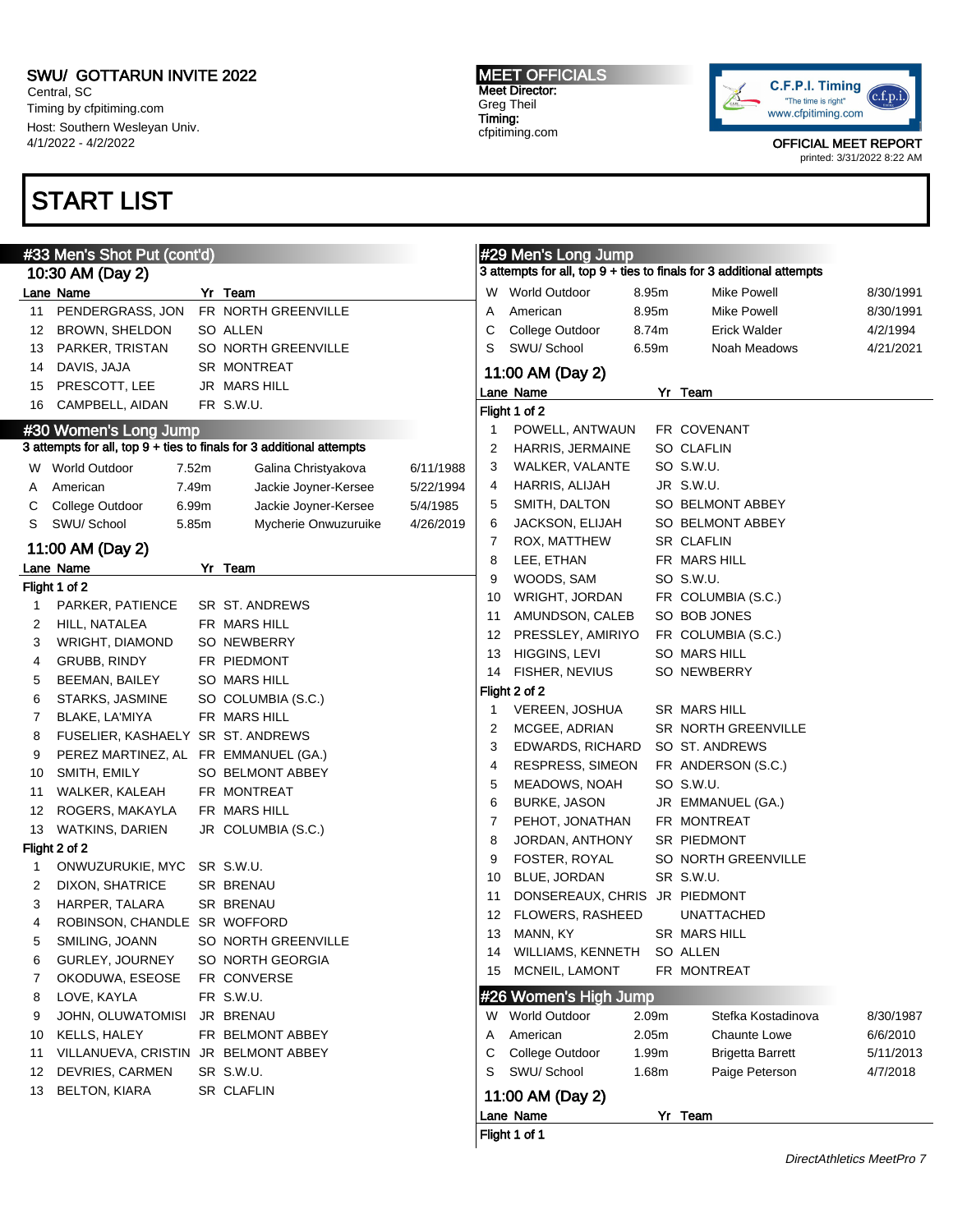SWU/ GOTTARUN INVITE 2022
Central, SC
Timing by cfpitiming.com
Host: Southern Wesleyan Univ.
4/1/2022 - 4/2/2022

MEET OFFICIALS
Meet Director:
Greg Theil
Timing:
cfpitiming.com

OFFICIAL MEET REPORT
printed: 3/31/2022 8:22 AM

# START LIST

## #33 Men's Shot Put (cont'd)

### 10:30 AM (Day 2)

| Lane | Name | Yr | Team |
|---|---|---|---|
| 11 | PENDERGRASS, JON | FR | NORTH GREENVILLE |
| 12 | BROWN, SHELDON | SO | ALLEN |
| 13 | PARKER, TRISTAN | SO | NORTH GREENVILLE |
| 14 | DAVIS, JAJA | SR | MONTREAT |
| 15 | PRESCOTT, LEE | JR | MARS HILL |
| 16 | CAMPBELL, AIDAN | FR | S.W.U. |

## #30 Women's Long Jump

3 attempts for all, top 9 + ties to finals for 3 additional attempts

| | | | | |
|---|---|---|---|---|
| W | World Outdoor | 7.52m | Galina Christyakova | 6/11/1988 |
| A | American | 7.49m | Jackie Joyner-Kersee | 5/22/1994 |
| C | College Outdoor | 6.99m | Jackie Joyner-Kersee | 5/4/1985 |
| S | SWU/ School | 5.85m | Mycherie Onwuzuruike | 4/26/2019 |

### 11:00 AM (Day 2)

| Lane | Name | Yr | Team |
|---|---|---|---|
| **Flight 1 of 2** | | | |
| 1 | PARKER, PATIENCE | SR | ST. ANDREWS |
| 2 | HILL, NATALEA | FR | MARS HILL |
| 3 | WRIGHT, DIAMOND | SO | NEWBERRY |
| 4 | GRUBB, RINDY | FR | PIEDMONT |
| 5 | BEEMAN, BAILEY | SO | MARS HILL |
| 6 | STARKS, JASMINE | SO | COLUMBIA (S.C.) |
| 7 | BLAKE, LA'MIYA | FR | MARS HILL |
| 8 | FUSELIER, KASHAELY | SR | ST. ANDREWS |
| 9 | PEREZ MARTINEZ, AL | FR | EMMANUEL (GA.) |
| 10 | SMITH, EMILY | SO | BELMONT ABBEY |
| 11 | WALKER, KALEAH | FR | MONTREAT |
| 12 | ROGERS, MAKAYLA | FR | MARS HILL |
| 13 | WATKINS, DARIEN | JR | COLUMBIA (S.C.) |
| **Flight 2 of 2** | | | |
| 1 | ONWUZURUKIE, MYC | SR | S.W.U. |
| 2 | DIXON, SHATRICE | SR | BRENAU |
| 3 | HARPER, TALARA | SR | BRENAU |
| 4 | ROBINSON, CHANDLE | SR | WOFFORD |
| 5 | SMILING, JOANN | SO | NORTH GREENVILLE |
| 6 | GURLEY, JOURNEY | SO | NORTH GEORGIA |
| 7 | OKODUWA, ESEOSE | FR | CONVERSE |
| 8 | LOVE, KAYLA | FR | S.W.U. |
| 9 | JOHN, OLUWATOMISI | JR | BRENAU |
| 10 | KELLS, HALEY | FR | BELMONT ABBEY |
| 11 | VILLANUEVA, CRISTIN | JR | BELMONT ABBEY |
| 12 | DEVRIES, CARMEN | SR | S.W.U. |
| 13 | BELTON, KIARA | SR | CLAFLIN |

## #29 Men's Long Jump

3 attempts for all, top 9 + ties to finals for 3 additional attempts

| | | | | |
|---|---|---|---|---|
| W | World Outdoor | 8.95m | Mike Powell | 8/30/1991 |
| A | American | 8.95m | Mike Powell | 8/30/1991 |
| C | College Outdoor | 8.74m | Erick Walder | 4/2/1994 |
| S | SWU/ School | 6.59m | Noah Meadows | 4/21/2021 |

### 11:00 AM (Day 2)

| Lane | Name | Yr | Team |
|---|---|---|---|
| **Flight 1 of 2** | | | |
| 1 | POWELL, ANTWAUN | FR | COVENANT |
| 2 | HARRIS, JERMAINE | SO | CLAFLIN |
| 3 | WALKER, VALANTE | SO | S.W.U. |
| 4 | HARRIS, ALIJAH | JR | S.W.U. |
| 5 | SMITH, DALTON | SO | BELMONT ABBEY |
| 6 | JACKSON, ELIJAH | SO | BELMONT ABBEY |
| 7 | ROX, MATTHEW | SR | CLAFLIN |
| 8 | LEE, ETHAN | FR | MARS HILL |
| 9 | WOODS, SAM | SO | S.W.U. |
| 10 | WRIGHT, JORDAN | FR | COLUMBIA (S.C.) |
| 11 | AMUNDSON, CALEB | SO | BOB JONES |
| 12 | PRESSLEY, AMIRIYO | FR | COLUMBIA (S.C.) |
| 13 | HIGGINS, LEVI | SO | MARS HILL |
| 14 | FISHER, NEVIUS | SO | NEWBERRY |
| **Flight 2 of 2** | | | |
| 1 | VEREEN, JOSHUA | SR | MARS HILL |
| 2 | MCGEE, ADRIAN | SR | NORTH GREENVILLE |
| 3 | EDWARDS, RICHARD | SO | ST. ANDREWS |
| 4 | RESPRESS, SIMEON | FR | ANDERSON (S.C.) |
| 5 | MEADOWS, NOAH | SO | S.W.U. |
| 6 | BURKE, JASON | JR | EMMANUEL (GA.) |
| 7 | PEHOT, JONATHAN | FR | MONTREAT |
| 8 | JORDAN, ANTHONY | SR | PIEDMONT |
| 9 | FOSTER, ROYAL | SO | NORTH GREENVILLE |
| 10 | BLUE, JORDAN | SR | S.W.U. |
| 11 | DONSEREAUX, CHRIS | JR | PIEDMONT |
| 12 | FLOWERS, RASHEED | | UNATTACHED |
| 13 | MANN, KY | SR | MARS HILL |
| 14 | WILLIAMS, KENNETH | SO | ALLEN |
| 15 | MCNEIL, LAMONT | FR | MONTREAT |

## #26 Women's High Jump

| | | | | |
|---|---|---|---|---|
| W | World Outdoor | 2.09m | Stefka Kostadinova | 8/30/1987 |
| A | American | 2.05m | Chaunte Lowe | 6/6/2010 |
| C | College Outdoor | 1.99m | Brigetta Barrett | 5/11/2013 |
| S | SWU/ School | 1.68m | Paige Peterson | 4/7/2018 |

### 11:00 AM (Day 2)

| Lane | Name | Yr | Team |
|---|---|---|---|
| **Flight 1 of 1** | | | |

*DirectAthletics MeetPro 7*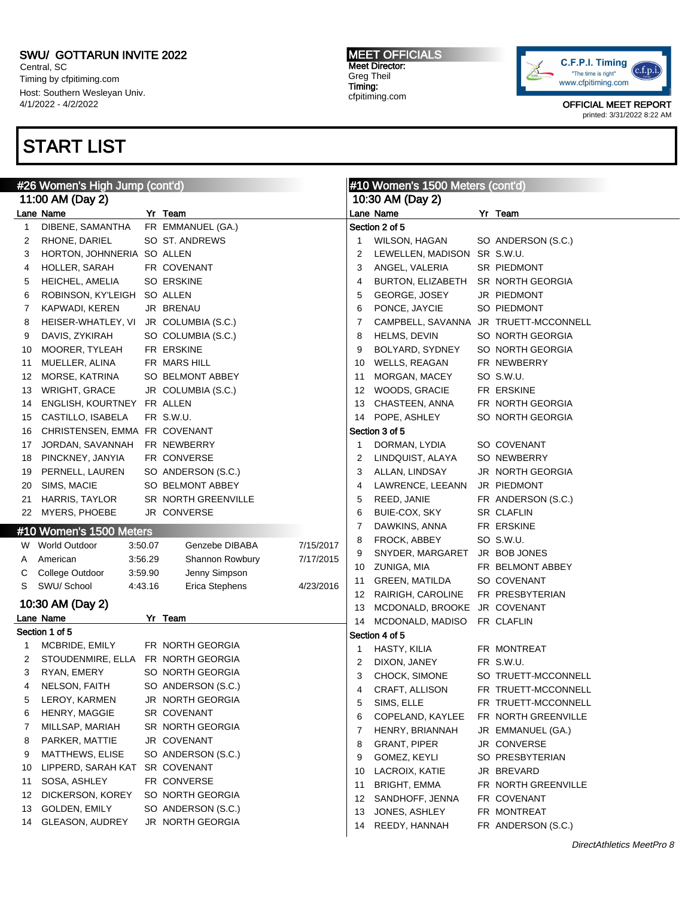SWU/ GOTTARUN INVITE 2022
Central, SC
Timing by cfpitiming.com
Host: Southern Wesleyan Univ.
4/1/2022 - 4/2/2022

MEET OFFICIALS
Meet Director:
Greg Theil
Timing:
cfpitiming.com

OFFICIAL MEET REPORT
printed: 3/31/2022 8:22 AM

# START LIST

## #26 Women's High Jump (cont'd)

### 11:00 AM (Day 2)

| Lane | Name | Yr | Team |
|---|---|---|---|
| 1 | DIBENE, SAMANTHA | FR | EMMANUEL (GA.) |
| 2 | RHONE, DARIEL | SO | ST. ANDREWS |
| 3 | HORTON, JOHNNERIA | SO | ALLEN |
| 4 | HOLLER, SARAH | FR | COVENANT |
| 5 | HEICHEL, AMELIA | SO | ERSKINE |
| 6 | ROBINSON, KY'LEIGH | SO | ALLEN |
| 7 | KAPWADI, KEREN | JR | BRENAU |
| 8 | HEISER-WHATLEY, VI | JR | COLUMBIA (S.C.) |
| 9 | DAVIS, ZYKIRAH | SO | COLUMBIA (S.C.) |
| 10 | MOORER, TYLEAH | FR | ERSKINE |
| 11 | MUELLER, ALINA | FR | MARS HILL |
| 12 | MORSE, KATRINA | SO | BELMONT ABBEY |
| 13 | WRIGHT, GRACE | JR | COLUMBIA (S.C.) |
| 14 | ENGLISH, KOURTNEY | FR | ALLEN |
| 15 | CASTILLO, ISABELA | FR | S.W.U. |
| 16 | CHRISTENSEN, EMMA | FR | COVENANT |
| 17 | JORDAN, SAVANNAH | FR | NEWBERRY |
| 18 | PINCKNEY, JANYIA | FR | CONVERSE |
| 19 | PERNELL, LAUREN | SO | ANDERSON (S.C.) |
| 20 | SIMS, MACIE | SO | BELMONT ABBEY |
| 21 | HARRIS, TAYLOR | SR | NORTH GREENVILLE |
| 22 | MYERS, PHOEBE | JR | CONVERSE |

## #10 Women's 1500 Meters

| | Record | Time | Name | Date |
|---|---|---|---|---|
| W | World Outdoor | 3:50.07 | Genzebe DIBABA | 7/15/2017 |
| A | American | 3:56.29 | Shannon Rowbury | 7/17/2015 |
| C | College Outdoor | 3:59.90 | Jenny Simpson | |
| S | SWU/ School | 4:43.16 | Erica Stephens | 4/23/2016 |

### 10:30 AM (Day 2)

**Section 1 of 5**

| Lane | Name | Yr | Team |
|---|---|---|---|
| 1 | MCBRIDE, EMILY | FR | NORTH GEORGIA |
| 2 | STOUDENMIRE, ELLA | FR | NORTH GEORGIA |
| 3 | RYAN, EMERY | SO | NORTH GEORGIA |
| 4 | NELSON, FAITH | SO | ANDERSON (S.C.) |
| 5 | LEROY, KARMEN | JR | NORTH GEORGIA |
| 6 | HENRY, MAGGIE | SR | COVENANT |
| 7 | MILLSAP, MARIAH | SR | NORTH GEORGIA |
| 8 | PARKER, MATTIE | JR | COVENANT |
| 9 | MATTHEWS, ELISE | SO | ANDERSON (S.C.) |
| 10 | LIPPERD, SARAH KAT | SR | COVENANT |
| 11 | SOSA, ASHLEY | FR | CONVERSE |
| 12 | DICKERSON, KOREY | SO | NORTH GEORGIA |
| 13 | GOLDEN, EMILY | SO | ANDERSON (S.C.) |
| 14 | GLEASON, AUDREY | JR | NORTH GEORGIA |

## #10 Women's 1500 Meters (cont'd)

### 10:30 AM (Day 2)

**Section 2 of 5**

| Lane | Name | Yr | Team |
|---|---|---|---|
| 1 | WILSON, HAGAN | SO | ANDERSON (S.C.) |
| 2 | LEWELLEN, MADISON | SR | S.W.U. |
| 3 | ANGEL, VALERIA | SR | PIEDMONT |
| 4 | BURTON, ELIZABETH | SR | NORTH GEORGIA |
| 5 | GEORGE, JOSEY | JR | PIEDMONT |
| 6 | PONCE, JAYCIE | SO | PIEDMONT |
| 7 | CAMPBELL, SAVANNA | JR | TRUETT-MCCONNELL |
| 8 | HELMS, DEVIN | SO | NORTH GEORGIA |
| 9 | BOLYARD, SYDNEY | SO | NORTH GEORGIA |
| 10 | WELLS, REAGAN | FR | NEWBERRY |
| 11 | MORGAN, MACEY | SO | S.W.U. |
| 12 | WOODS, GRACIE | FR | ERSKINE |
| 13 | CHASTEEN, ANNA | FR | NORTH GEORGIA |
| 14 | POPE, ASHLEY | SO | NORTH GEORGIA |

**Section 3 of 5**

| Lane | Name | Yr | Team |
|---|---|---|---|
| 1 | DORMAN, LYDIA | SO | COVENANT |
| 2 | LINDQUIST, ALAYA | SO | NEWBERRY |
| 3 | ALLAN, LINDSAY | JR | NORTH GEORGIA |
| 4 | LAWRENCE, LEEANN | JR | PIEDMONT |
| 5 | REED, JANIE | FR | ANDERSON (S.C.) |
| 6 | BUIE-COX, SKY | SR | CLAFLIN |
| 7 | DAWKINS, ANNA | FR | ERSKINE |
| 8 | FROCK, ABBEY | SO | S.W.U. |
| 9 | SNYDER, MARGARET | JR | BOB JONES |
| 10 | ZUNIGA, MIA | FR | BELMONT ABBEY |
| 11 | GREEN, MATILDA | SO | COVENANT |
| 12 | RAIRIGH, CAROLINE | FR | PRESBYTERIAN |
| 13 | MCDONALD, BROOKE | JR | COVENANT |
| 14 | MCDONALD, MADISO | FR | CLAFLIN |

**Section 4 of 5**

| Lane | Name | Yr | Team |
|---|---|---|---|
| 1 | HASTY, KILIA | FR | MONTREAT |
| 2 | DIXON, JANEY | FR | S.W.U. |
| 3 | CHOCK, SIMONE | SO | TRUETT-MCCONNELL |
| 4 | CRAFT, ALLISON | FR | TRUETT-MCCONNELL |
| 5 | SIMS, ELLE | FR | TRUETT-MCCONNELL |
| 6 | COPELAND, KAYLEE | FR | NORTH GREENVILLE |
| 7 | HENRY, BRIANNAH | JR | EMMANUEL (GA.) |
| 8 | GRANT, PIPER | JR | CONVERSE |
| 9 | GOMEZ, KEYLI | SO | PRESBYTERIAN |
| 10 | LACROIX, KATIE | JR | BREVARD |
| 11 | BRIGHT, EMMA | FR | NORTH GREENVILLE |
| 12 | SANDHOFF, JENNA | FR | COVENANT |
| 13 | JONES, ASHLEY | FR | MONTREAT |
| 14 | REEDY, HANNAH | FR | ANDERSON (S.C.) |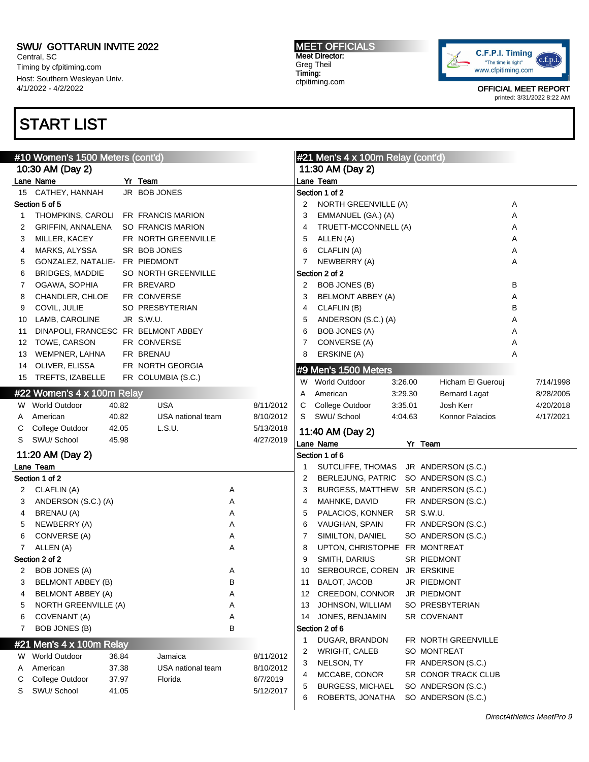SWU/ GOTTARUN INVITE 2022
Central, SC
Timing by cfpitiming.com
Host: Southern Wesleyan Univ.
4/1/2022 - 4/2/2022

MEET OFFICIALS
Meet Director:
Greg Theil
Timing:
cfpitiming.com

OFFICIAL MEET REPORT
printed: 3/31/2022 8:22 AM

# START LIST

## #10 Women's 1500 Meters (cont'd)

### 10:30 AM (Day 2)

| Lane | Name | Yr | Team |
|---|---|---|---|
| 15 | CATHEY, HANNAH | JR | BOB JONES |

**Section 5 of 5**

| Lane | Name | Yr | Team |
|---|---|---|---|
| 1 | THOMPKINS, CAROLI | FR | FRANCIS MARION |
| 2 | GRIFFIN, ANNALENA | SO | FRANCIS MARION |
| 3 | MILLER, KACEY | FR | NORTH GREENVILLE |
| 4 | MARKS, ALYSSA | SR | BOB JONES |
| 5 | GONZALEZ, NATALIE- | FR | PIEDMONT |
| 6 | BRIDGES, MADDIE | SO | NORTH GREENVILLE |
| 7 | OGAWA, SOPHIA | FR | BREVARD |
| 8 | CHANDLER, CHLOE | FR | CONVERSE |
| 9 | COVIL, JULIE | SO | PRESBYTERIAN |
| 10 | LAMB, CAROLINE | JR | S.W.U. |
| 11 | DINAPOLI, FRANCESC | FR | BELMONT ABBEY |
| 12 | TOWE, CARSON | FR | CONVERSE |
| 13 | WEMPNER, LAHNA | FR | BRENAU |
| 14 | OLIVER, ELISSA | FR | NORTH GEORGIA |
| 15 | TREFTS, IZABELLE | FR | COLUMBIA (S.C.) |

## #22 Women's 4 x 100m Relay

| | Record | Mark | Holder | Date |
|---|---|---|---|---|
| W | World Outdoor | 40.82 | USA | 8/11/2012 |
| A | American | 40.82 | USA national team | 8/10/2012 |
| C | College Outdoor | 42.05 | L.S.U. | 5/13/2018 |
| S | SWU/ School | 45.98 | | 4/27/2019 |

### 11:20 AM (Day 2)

**Section 1 of 2**

| Lane | Team | |
|---|---|---|
| 2 | CLAFLIN (A) | A |
| 3 | ANDERSON (S.C.) (A) | A |
| 4 | BRENAU (A) | A |
| 5 | NEWBERRY (A) | A |
| 6 | CONVERSE (A) | A |
| 7 | ALLEN (A) | A |

**Section 2 of 2**

| Lane | Team | |
|---|---|---|
| 2 | BOB JONES (A) | A |
| 3 | BELMONT ABBEY (B) | B |
| 4 | BELMONT ABBEY (A) | A |
| 5 | NORTH GREENVILLE (A) | A |
| 6 | COVENANT (A) | A |
| 7 | BOB JONES (B) | B |

## #21 Men's 4 x 100m Relay

| | Record | Mark | Holder | Date |
|---|---|---|---|---|
| W | World Outdoor | 36.84 | Jamaica | 8/11/2012 |
| A | American | 37.38 | USA national team | 8/10/2012 |
| C | College Outdoor | 37.97 | Florida | 6/7/2019 |
| S | SWU/ School | 41.05 | | 5/12/2017 |

## #21 Men's 4 x 100m Relay (cont'd)

### 11:30 AM (Day 2)

**Section 1 of 2**

| Lane | Team | |
|---|---|---|
| 2 | NORTH GREENVILLE (A) | A |
| 3 | EMMANUEL (GA.) (A) | A |
| 4 | TRUETT-MCCONNELL (A) | A |
| 5 | ALLEN (A) | A |
| 6 | CLAFLIN (A) | A |
| 7 | NEWBERRY (A) | A |

**Section 2 of 2**

| Lane | Team | |
|---|---|---|
| 2 | BOB JONES (B) | B |
| 3 | BELMONT ABBEY (A) | A |
| 4 | CLAFLIN (B) | B |
| 5 | ANDERSON (S.C.) (A) | A |
| 6 | BOB JONES (A) | A |
| 7 | CONVERSE (A) | A |
| 8 | ERSKINE (A) | A |

## #9 Men's 1500 Meters

| | Record | Mark | Holder | Date |
|---|---|---|---|---|
| W | World Outdoor | 3:26.00 | Hicham El Guerouj | 7/14/1998 |
| A | American | 3:29.30 | Bernard Lagat | 8/28/2005 |
| C | College Outdoor | 3:35.01 | Josh Kerr | 4/20/2018 |
| S | SWU/ School | 4:04.63 | Konnor Palacios | 4/17/2021 |

### 11:40 AM (Day 2)

**Section 1 of 6**

| Lane | Name | Yr | Team |
|---|---|---|---|
| 1 | SUTCLIFFE, THOMAS | JR | ANDERSON (S.C.) |
| 2 | BERLEJUNG, PATRIC | SO | ANDERSON (S.C.) |
| 3 | BURGESS, MATTHEW | SR | ANDERSON (S.C.) |
| 4 | MAHNKE, DAVID | FR | ANDERSON (S.C.) |
| 5 | PALACIOS, KONNER | SR | S.W.U. |
| 6 | VAUGHAN, SPAIN | FR | ANDERSON (S.C.) |
| 7 | SIMILTON, DANIEL | SO | ANDERSON (S.C.) |
| 8 | UPTON, CHRISTOPHE | FR | MONTREAT |
| 9 | SMITH, DARIUS | SR | PIEDMONT |
| 10 | SERBOURCE, COREN | JR | ERSKINE |
| 11 | BALOT, JACOB | JR | PIEDMONT |
| 12 | CREEDON, CONNOR | JR | PIEDMONT |
| 13 | JOHNSON, WILLIAM | SO | PRESBYTERIAN |
| 14 | JONES, BENJAMIN | SR | COVENANT |

**Section 2 of 6**

| Lane | Name | Yr | Team |
|---|---|---|---|
| 1 | DUGAR, BRANDON | FR | NORTH GREENVILLE |
| 2 | WRIGHT, CALEB | SO | MONTREAT |
| 3 | NELSON, TY | FR | ANDERSON (S.C.) |
| 4 | MCCABE, CONOR | SR | CONOR TRACK CLUB |
| 5 | BURGESS, MICHAEL | SO | ANDERSON (S.C.) |
| 6 | ROBERTS, JONATHA | SO | ANDERSON (S.C.) |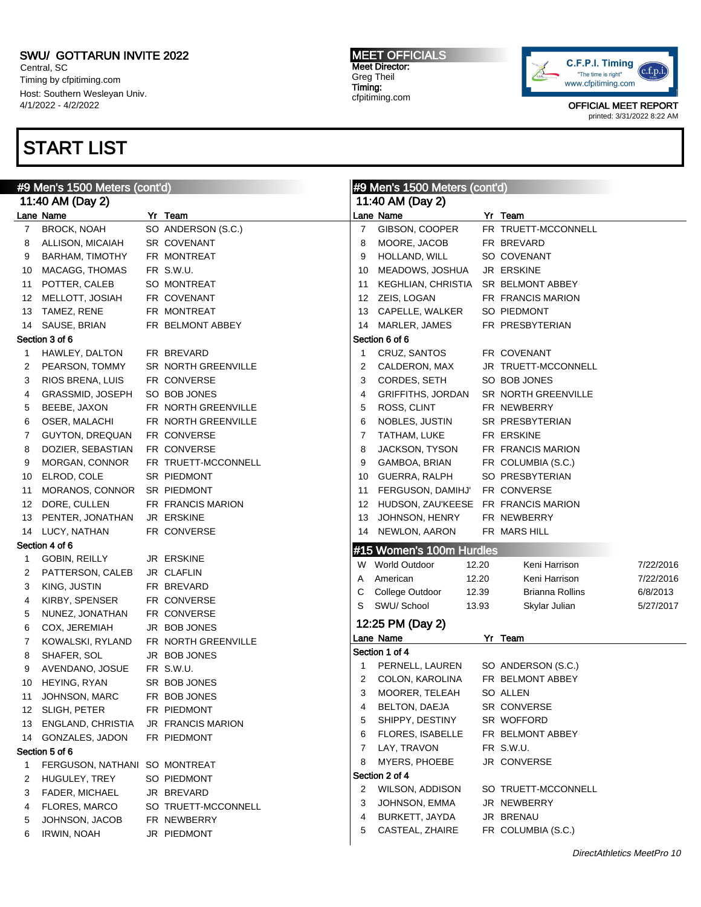# SWU/ GOTTARUN INVITE 2022

Central, SC
Timing by cfpitiming.com
Host: Southern Wesleyan Univ.
4/1/2022 - 4/2/2022

**MEET OFFICIALS**
Meet Director:
Greg Theil
Timing:
cfpitiming.com

OFFICIAL MEET REPORT
printed: 3/31/2022 8:22 AM

# START LIST

## #9 Men's 1500 Meters (cont'd)

### 11:40 AM (Day 2)

| Lane | Name | Yr | Team |
|---|---|---|---|
| 7 | BROCK, NOAH | SO | ANDERSON (S.C.) |
| 8 | ALLISON, MICAIAH | SR | COVENANT |
| 9 | BARHAM, TIMOTHY | FR | MONTREAT |
| 10 | MACAGG, THOMAS | FR | S.W.U. |
| 11 | POTTER, CALEB | SO | MONTREAT |
| 12 | MELLOTT, JOSIAH | FR | COVENANT |
| 13 | TAMEZ, RENE | FR | MONTREAT |
| 14 | SAUSE, BRIAN | FR | BELMONT ABBEY |

**Section 3 of 6**

| Lane | Name | Yr | Team |
|---|---|---|---|
| 1 | HAWLEY, DALTON | FR | BREVARD |
| 2 | PEARSON, TOMMY | SR | NORTH GREENVILLE |
| 3 | RIOS BRENA, LUIS | FR | CONVERSE |
| 4 | GRASSMID, JOSEPH | SO | BOB JONES |
| 5 | BEEBE, JAXON | FR | NORTH GREENVILLE |
| 6 | OSER, MALACHI | FR | NORTH GREENVILLE |
| 7 | GUYTON, DREQUAN | FR | CONVERSE |
| 8 | DOZIER, SEBASTIAN | FR | CONVERSE |
| 9 | MORGAN, CONNOR | FR | TRUETT-MCCONNELL |
| 10 | ELROD, COLE | SR | PIEDMONT |
| 11 | MORANOS, CONNOR | SR | PIEDMONT |
| 12 | DORE, CULLEN | FR | FRANCIS MARION |
| 13 | PENTER, JONATHAN | JR | ERSKINE |
| 14 | LUCY, NATHAN | FR | CONVERSE |

**Section 4 of 6**

| Lane | Name | Yr | Team |
|---|---|---|---|
| 1 | GOBIN, REILLY | JR | ERSKINE |
| 2 | PATTERSON, CALEB | JR | CLAFLIN |
| 3 | KING, JUSTIN | FR | BREVARD |
| 4 | KIRBY, SPENSER | FR | CONVERSE |
| 5 | NUNEZ, JONATHAN | FR | CONVERSE |
| 6 | COX, JEREMIAH | JR | BOB JONES |
| 7 | KOWALSKI, RYLAND | FR | NORTH GREENVILLE |
| 8 | SHAFER, SOL | JR | BOB JONES |
| 9 | AVENDANO, JOSUE | FR | S.W.U. |
| 10 | HEYING, RYAN | SR | BOB JONES |
| 11 | JOHNSON, MARC | FR | BOB JONES |
| 12 | SLIGH, PETER | FR | PIEDMONT |
| 13 | ENGLAND, CHRISTIA | JR | FRANCIS MARION |
| 14 | GONZALES, JADON | FR | PIEDMONT |

**Section 5 of 6**

| Lane | Name | Yr | Team |
|---|---|---|---|
| 1 | FERGUSON, NATHANI | SO | MONTREAT |
| 2 | HUGULEY, TREY | SO | PIEDMONT |
| 3 | FADER, MICHAEL | JR | BREVARD |
| 4 | FLORES, MARCO | SO | TRUETT-MCCONNELL |
| 5 | JOHNSON, JACOB | FR | NEWBERRY |
| 6 | IRWIN, NOAH | JR | PIEDMONT |
| 7 | GIBSON, COOPER | FR | TRUETT-MCCONNELL |
| 8 | MOORE, JACOB | FR | BREVARD |
| 9 | HOLLAND, WILL | SO | COVENANT |
| 10 | MEADOWS, JOSHUA | JR | ERSKINE |
| 11 | KEGHLIAN, CHRISTIA | SR | BELMONT ABBEY |
| 12 | ZEIS, LOGAN | FR | FRANCIS MARION |
| 13 | CAPELLE, WALKER | SO | PIEDMONT |
| 14 | MARLER, JAMES | FR | PRESBYTERIAN |

**Section 6 of 6**

| Lane | Name | Yr | Team |
|---|---|---|---|
| 1 | CRUZ, SANTOS | FR | COVENANT |
| 2 | CALDERON, MAX | JR | TRUETT-MCCONNELL |
| 3 | CORDES, SETH | SO | BOB JONES |
| 4 | GRIFFITHS, JORDAN | SR | NORTH GREENVILLE |
| 5 | ROSS, CLINT | FR | NEWBERRY |
| 6 | NOBLES, JUSTIN | SR | PRESBYTERIAN |
| 7 | TATHAM, LUKE | FR | ERSKINE |
| 8 | JACKSON, TYSON | FR | FRANCIS MARION |
| 9 | GAMBOA, BRIAN | FR | COLUMBIA (S.C.) |
| 10 | GUERRA, RALPH | SO | PRESBYTERIAN |
| 11 | FERGUSON, DAMIHJ' | FR | CONVERSE |
| 12 | HUDSON, ZAU'KEESE | FR | FRANCIS MARION |
| 13 | JOHNSON, HENRY | FR | NEWBERRY |
| 14 | NEWLON, AARON | FR | MARS HILL |

## #15 Women's 100m Hurdles

| | Record | Mark | Holder | Date |
|---|---|---|---|---|
| W | World Outdoor | 12.20 | Keni Harrison | 7/22/2016 |
| A | American | 12.20 | Keni Harrison | 7/22/2016 |
| C | College Outdoor | 12.39 | Brianna Rollins | 6/8/2013 |
| S | SWU/ School | 13.93 | Skylar Julian | 5/27/2017 |

### 12:25 PM (Day 2)

**Section 1 of 4**

| Lane | Name | Yr | Team |
|---|---|---|---|
| 1 | PERNELL, LAUREN | SO | ANDERSON (S.C.) |
| 2 | COLON, KAROLINA | FR | BELMONT ABBEY |
| 3 | MOORER, TELEAH | SO | ALLEN |
| 4 | BELTON, DAEJA | SR | CONVERSE |
| 5 | SHIPPY, DESTINY | SR | WOFFORD |
| 6 | FLORES, ISABELLE | FR | BELMONT ABBEY |
| 7 | LAY, TRAVON | FR | S.W.U. |
| 8 | MYERS, PHOEBE | JR | CONVERSE |

**Section 2 of 4**

| Lane | Name | Yr | Team |
|---|---|---|---|
| 2 | WILSON, ADDISON | SO | TRUETT-MCCONNELL |
| 3 | JOHNSON, EMMA | JR | NEWBERRY |
| 4 | BURKETT, JAYDA | JR | BRENAU |
| 5 | CASTEAL, ZHAIRE | FR | COLUMBIA (S.C.) |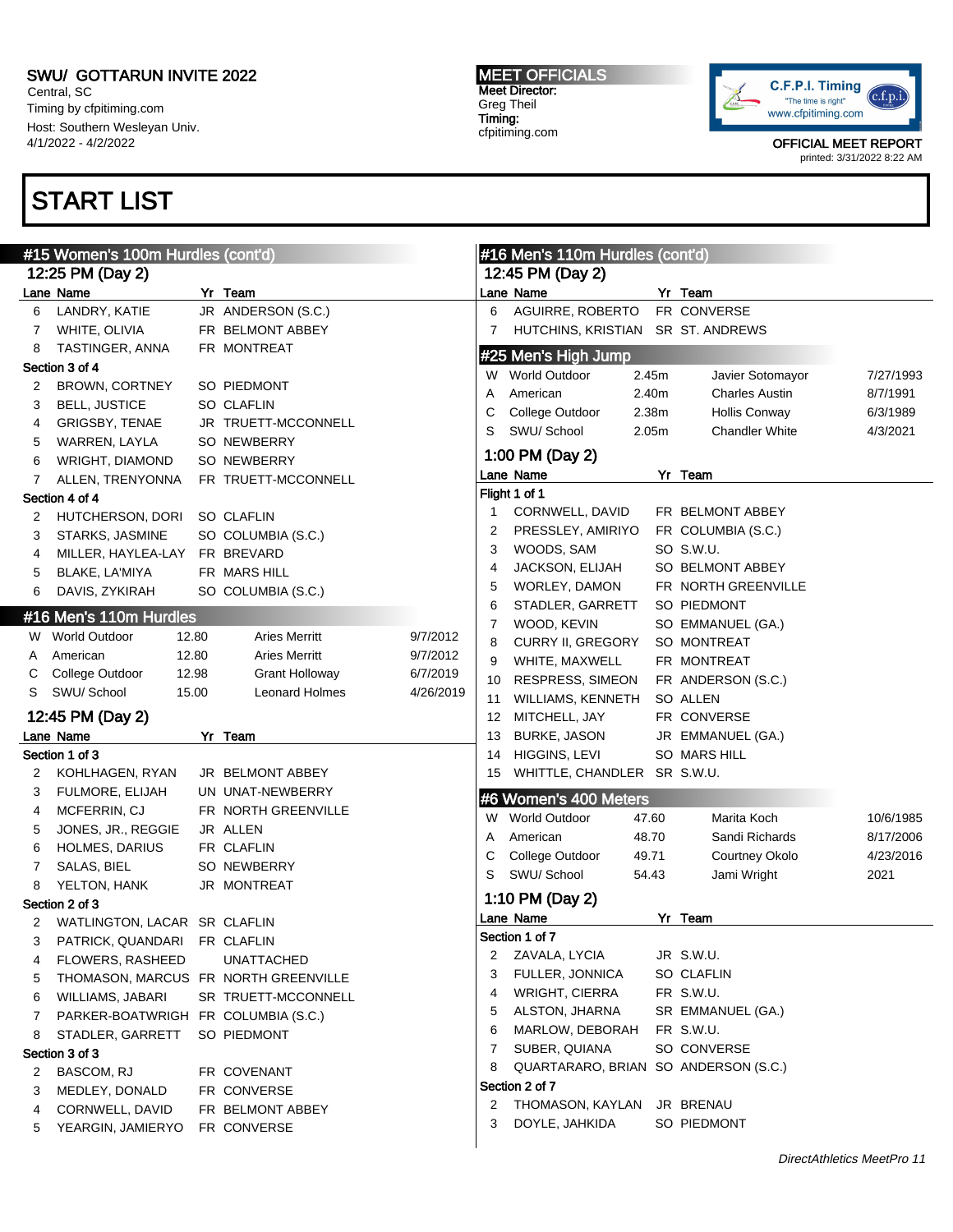# SWU/ GOTTARUN INVITE 2022

Central, SC
Timing by cfpitiming.com
Host: Southern Wesleyan Univ.
4/1/2022 - 4/2/2022

**MEET OFFICIALS**
Meet Director:
Greg Theil
Timing:
cfpitiming.com

OFFICIAL MEET REPORT
printed: 3/31/2022 8:22 AM

# START LIST

## #15 Women's 100m Hurdles (cont'd)

### 12:25 PM (Day 2)

| Lane | Name | Yr | Team |
|---|---|---|---|
| 6 | LANDRY, KATIE | JR | ANDERSON (S.C.) |
| 7 | WHITE, OLIVIA | FR | BELMONT ABBEY |
| 8 | TASTINGER, ANNA | FR | MONTREAT |
| **Section 3 of 4** | | | |
| 2 | BROWN, CORTNEY | SO | PIEDMONT |
| 3 | BELL, JUSTICE | SO | CLAFLIN |
| 4 | GRIGSBY, TENAE | JR | TRUETT-MCCONNELL |
| 5 | WARREN, LAYLA | SO | NEWBERRY |
| 6 | WRIGHT, DIAMOND | SO | NEWBERRY |
| 7 | ALLEN, TRENYONNA | FR | TRUETT-MCCONNELL |
| **Section 4 of 4** | | | |
| 2 | HUTCHERSON, DORI | SO | CLAFLIN |
| 3 | STARKS, JASMINE | SO | COLUMBIA (S.C.) |
| 4 | MILLER, HAYLEA-LAY | FR | BREVARD |
| 5 | BLAKE, LA'MIYA | FR | MARS HILL |
| 6 | DAVIS, ZYKIRAH | SO | COLUMBIA (S.C.) |

## #16 Men's 110m Hurdles

| | Record | Mark | Holder | Date |
|---|---|---|---|---|
| W | World Outdoor | 12.80 | Aries Merritt | 9/7/2012 |
| A | American | 12.80 | Aries Merritt | 9/7/2012 |
| C | College Outdoor | 12.98 | Grant Holloway | 6/7/2019 |
| S | SWU/ School | 15.00 | Leonard Holmes | 4/26/2019 |

### 12:45 PM (Day 2)

| Lane | Name | Yr | Team |
|---|---|---|---|
| **Section 1 of 3** | | | |
| 2 | KOHLHAGEN, RYAN | JR | BELMONT ABBEY |
| 3 | FULMORE, ELIJAH | UN | UNAT-NEWBERRY |
| 4 | MCFERRIN, CJ | FR | NORTH GREENVILLE |
| 5 | JONES, JR., REGGIE | JR | ALLEN |
| 6 | HOLMES, DARIUS | FR | CLAFLIN |
| 7 | SALAS, BIEL | SO | NEWBERRY |
| 8 | YELTON, HANK | JR | MONTREAT |
| **Section 2 of 3** | | | |
| 2 | WATLINGTON, LACAR | SR | CLAFLIN |
| 3 | PATRICK, QUANDARI | FR | CLAFLIN |
| 4 | FLOWERS, RASHEED | | UNATTACHED |
| 5 | THOMASON, MARCUS | FR | NORTH GREENVILLE |
| 6 | WILLIAMS, JABARI | SR | TRUETT-MCCONNELL |
| 7 | PARKER-BOATWRIGH | FR | COLUMBIA (S.C.) |
| 8 | STADLER, GARRETT | SO | PIEDMONT |
| **Section 3 of 3** | | | |
| 2 | BASCOM, RJ | FR | COVENANT |
| 3 | MEDLEY, DONALD | FR | CONVERSE |
| 4 | CORNWELL, DAVID | FR | BELMONT ABBEY |
| 5 | YEARGIN, JAMIERYO | FR | CONVERSE |

## #16 Men's 110m Hurdles (cont'd)

### 12:45 PM (Day 2)

| Lane | Name | Yr | Team |
|---|---|---|---|
| 6 | AGUIRRE, ROBERTO | FR | CONVERSE |
| 7 | HUTCHINS, KRISTIAN | SR | ST. ANDREWS |

## #25 Men's High Jump

| | Record | Mark | Holder | Date |
|---|---|---|---|---|
| W | World Outdoor | 2.45m | Javier Sotomayor | 7/27/1993 |
| A | American | 2.40m | Charles Austin | 8/7/1991 |
| C | College Outdoor | 2.38m | Hollis Conway | 6/3/1989 |
| S | SWU/ School | 2.05m | Chandler White | 4/3/2021 |

### 1:00 PM (Day 2)

| Lane | Name | Yr | Team |
|---|---|---|---|
| **Flight 1 of 1** | | | |
| 1 | CORNWELL, DAVID | FR | BELMONT ABBEY |
| 2 | PRESSLEY, AMIRIYO | FR | COLUMBIA (S.C.) |
| 3 | WOODS, SAM | SO | S.W.U. |
| 4 | JACKSON, ELIJAH | SO | BELMONT ABBEY |
| 5 | WORLEY, DAMON | FR | NORTH GREENVILLE |
| 6 | STADLER, GARRETT | SO | PIEDMONT |
| 7 | WOOD, KEVIN | SO | EMMANUEL (GA.) |
| 8 | CURRY II, GREGORY | SO | MONTREAT |
| 9 | WHITE, MAXWELL | FR | MONTREAT |
| 10 | RESPRESS, SIMEON | FR | ANDERSON (S.C.) |
| 11 | WILLIAMS, KENNETH | SO | ALLEN |
| 12 | MITCHELL, JAY | FR | CONVERSE |
| 13 | BURKE, JASON | JR | EMMANUEL (GA.) |
| 14 | HIGGINS, LEVI | SO | MARS HILL |
| 15 | WHITTLE, CHANDLER | SR | S.W.U. |

## #6 Women's 400 Meters

| | Record | Mark | Holder | Date |
|---|---|---|---|---|
| W | World Outdoor | 47.60 | Marita Koch | 10/6/1985 |
| A | American | 48.70 | Sandi Richards | 8/17/2006 |
| C | College Outdoor | 49.71 | Courtney Okolo | 4/23/2016 |
| S | SWU/ School | 54.43 | Jami Wright | 2021 |

### 1:10 PM (Day 2)

| Lane | Name | Yr | Team |
|---|---|---|---|
| **Section 1 of 7** | | | |
| 2 | ZAVALA, LYCIA | JR | S.W.U. |
| 3 | FULLER, JONNICA | SO | CLAFLIN |
| 4 | WRIGHT, CIERRA | FR | S.W.U. |
| 5 | ALSTON, JHARNA | SR | EMMANUEL (GA.) |
| 6 | MARLOW, DEBORAH | FR | S.W.U. |
| 7 | SUBER, QUIANA | SO | CONVERSE |
| 8 | QUARTARARO, BRIAN | SO | ANDERSON (S.C.) |
| **Section 2 of 7** | | | |
| 2 | THOMASON, KAYLAN | JR | BRENAU |
| 3 | DOYLE, JAHKIDA | SO | PIEDMONT |

*DirectAthletics MeetPro 11*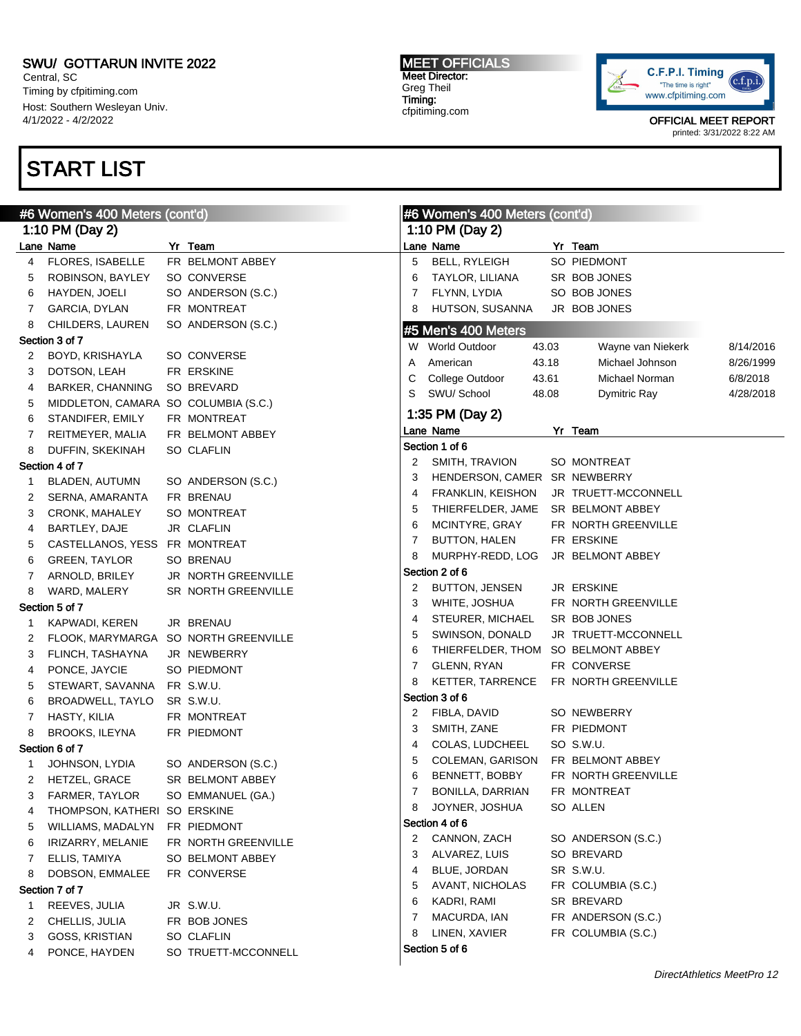SWU/ GOTTARUN INVITE 2022
Central, SC
Timing by cfpitiming.com
Host: Southern Wesleyan Univ.
4/1/2022 - 4/2/2022

MEET OFFICIALS
Meet Director:
Greg Theil
Timing:
cfpitiming.com

OFFICIAL MEET REPORT
printed: 3/31/2022 8:22 AM

# START LIST

## #6 Women's 400 Meters (cont'd)

### 1:10 PM (Day 2)

| Lane | Name | Yr | Team |
|---|---|---|---|
| 4 | FLORES, ISABELLE | FR | BELMONT ABBEY |
| 5 | ROBINSON, BAYLEY | SO | CONVERSE |
| 6 | HAYDEN, JOELI | SO | ANDERSON (S.C.) |
| 7 | GARCIA, DYLAN | FR | MONTREAT |
| 8 | CHILDERS, LAUREN | SO | ANDERSON (S.C.) |

**Section 3 of 7**

| Lane | Name | Yr | Team |
|---|---|---|---|
| 2 | BOYD, KRISHAYLA | SO | CONVERSE |
| 3 | DOTSON, LEAH | FR | ERSKINE |
| 4 | BARKER, CHANNING | SO | BREVARD |
| 5 | MIDDLETON, CAMARA | SO | COLUMBIA (S.C.) |
| 6 | STANDIFER, EMILY | FR | MONTREAT |
| 7 | REITMEYER, MALIA | FR | BELMONT ABBEY |
| 8 | DUFFIN, SKEKINAH | SO | CLAFLIN |

**Section 4 of 7**

| Lane | Name | Yr | Team |
|---|---|---|---|
| 1 | BLADEN, AUTUMN | SO | ANDERSON (S.C.) |
| 2 | SERNA, AMARANTA | FR | BRENAU |
| 3 | CRONK, MAHALEY | SO | MONTREAT |
| 4 | BARTLEY, DAJE | JR | CLAFLIN |
| 5 | CASTELLANOS, YESS | FR | MONTREAT |
| 6 | GREEN, TAYLOR | SO | BRENAU |
| 7 | ARNOLD, BRILEY | JR | NORTH GREENVILLE |
| 8 | WARD, MALERY | SR | NORTH GREENVILLE |

**Section 5 of 7**

| Lane | Name | Yr | Team |
|---|---|---|---|
| 1 | KAPWADI, KEREN | JR | BRENAU |
| 2 | FLOOK, MARYMARGA | SO | NORTH GREENVILLE |
| 3 | FLINCH, TASHAYNA | JR | NEWBERRY |
| 4 | PONCE, JAYCIE | SO | PIEDMONT |
| 5 | STEWART, SAVANNA | FR | S.W.U. |
| 6 | BROADWELL, TAYLO | SR | S.W.U. |
| 7 | HASTY, KILIA | FR | MONTREAT |
| 8 | BROOKS, ILEYNA | FR | PIEDMONT |

**Section 6 of 7**

| Lane | Name | Yr | Team |
|---|---|---|---|
| 1 | JOHNSON, LYDIA | SO | ANDERSON (S.C.) |
| 2 | HETZEL, GRACE | SR | BELMONT ABBEY |
| 3 | FARMER, TAYLOR | SO | EMMANUEL (GA.) |
| 4 | THOMPSON, KATHERI | SO | ERSKINE |
| 5 | WILLIAMS, MADALYN | FR | PIEDMONT |
| 6 | IRIZARRY, MELANIE | FR | NORTH GREENVILLE |
| 7 | ELLIS, TAMIYA | SO | BELMONT ABBEY |
| 8 | DOBSON, EMMALEE | FR | CONVERSE |

**Section 7 of 7**

| Lane | Name | Yr | Team |
|---|---|---|---|
| 1 | REEVES, JULIA | JR | S.W.U. |
| 2 | CHELLIS, JULIA | FR | BOB JONES |
| 3 | GOSS, KRISTIAN | SO | CLAFLIN |
| 4 | PONCE, HAYDEN | SO | TRUETT-MCCONNELL |
| 5 | BELL, RYLEIGH | SO | PIEDMONT |
| 6 | TAYLOR, LILIANA | SR | BOB JONES |
| 7 | FLYNN, LYDIA | SO | BOB JONES |
| 8 | HUTSON, SUSANNA | JR | BOB JONES |

## #5 Men's 400 Meters

| | Record | Mark | Name | Date |
|---|---|---|---|---|
| W | World Outdoor | 43.03 | Wayne van Niekerk | 8/14/2016 |
| A | American | 43.18 | Michael Johnson | 8/26/1999 |
| C | College Outdoor | 43.61 | Michael Norman | 6/8/2018 |
| S | SWU/ School | 48.08 | Dymitric Ray | 4/28/2018 |

### 1:35 PM (Day 2)

**Section 1 of 6**

| Lane | Name | Yr | Team |
|---|---|---|---|
| 2 | SMITH, TRAVION | SO | MONTREAT |
| 3 | HENDERSON, CAMER | SR | NEWBERRY |
| 4 | FRANKLIN, KEISHON | JR | TRUETT-MCCONNELL |
| 5 | THIERFELDER, JAME | SR | BELMONT ABBEY |
| 6 | MCINTYRE, GRAY | FR | NORTH GREENVILLE |
| 7 | BUTTON, HALEN | FR | ERSKINE |
| 8 | MURPHY-REDD, LOG | JR | BELMONT ABBEY |

**Section 2 of 6**

| Lane | Name | Yr | Team |
|---|---|---|---|
| 2 | BUTTON, JENSEN | JR | ERSKINE |
| 3 | WHITE, JOSHUA | FR | NORTH GREENVILLE |
| 4 | STEURER, MICHAEL | SR | BOB JONES |
| 5 | SWINSON, DONALD | JR | TRUETT-MCCONNELL |
| 6 | THIERFELDER, THOM | SO | BELMONT ABBEY |
| 7 | GLENN, RYAN | FR | CONVERSE |
| 8 | KETTER, TARRENCE | FR | NORTH GREENVILLE |

**Section 3 of 6**

| Lane | Name | Yr | Team |
|---|---|---|---|
| 2 | FIBLA, DAVID | SO | NEWBERRY |
| 3 | SMITH, ZANE | FR | PIEDMONT |
| 4 | COLAS, LUDCHEEL | SO | S.W.U. |
| 5 | COLEMAN, GARISON | FR | BELMONT ABBEY |
| 6 | BENNETT, BOBBY | FR | NORTH GREENVILLE |
| 7 | BONILLA, DARRIAN | FR | MONTREAT |
| 8 | JOYNER, JOSHUA | SO | ALLEN |

**Section 4 of 6**

| Lane | Name | Yr | Team |
|---|---|---|---|
| 2 | CANNON, ZACH | SO | ANDERSON (S.C.) |
| 3 | ALVAREZ, LUIS | SO | BREVARD |
| 4 | BLUE, JORDAN | SR | S.W.U. |
| 5 | AVANT, NICHOLAS | FR | COLUMBIA (S.C.) |
| 6 | KADRI, RAMI | SR | BREVARD |
| 7 | MACURDA, IAN | FR | ANDERSON (S.C.) |
| 8 | LINEN, XAVIER | FR | COLUMBIA (S.C.) |

**Section 5 of 6**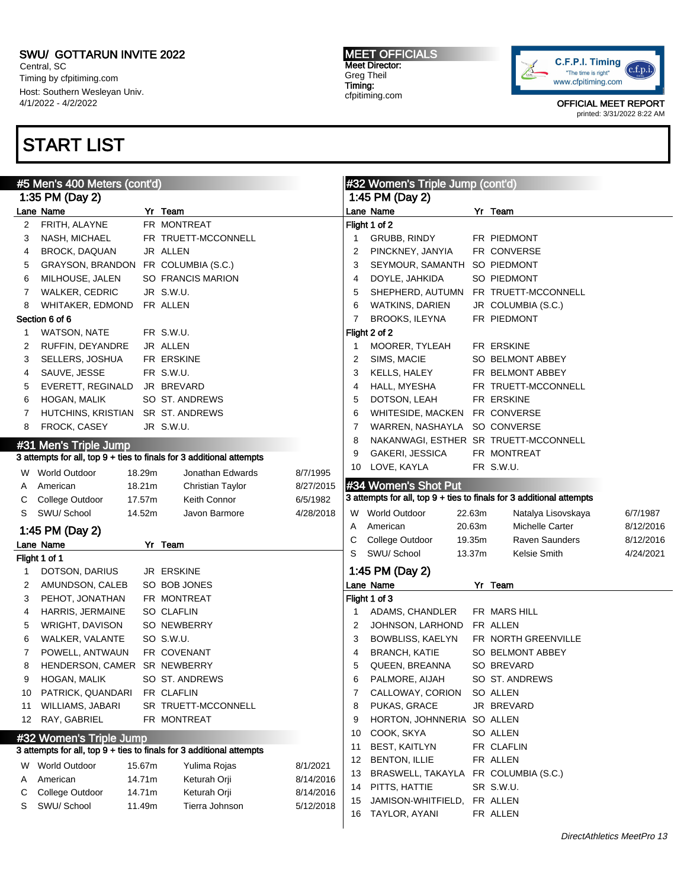SWU/ GOTTARUN INVITE 2022
Central, SC
Timing by cfpitiming.com
Host: Southern Wesleyan Univ.
4/1/2022 - 4/2/2022

MEET OFFICIALS
Meet Director:
Greg Theil
Timing:
cfpitiming.com

C.F.P.I. Timing "The time is right" www.cfpitiming.com

OFFICIAL MEET REPORT
printed: 3/31/2022 8:22 AM

# START LIST

## #5 Men's 400 Meters (cont'd)

### 1:35 PM (Day 2)

| Lane | Name | Yr | Team |
|---|---|---|---|
| 2 | FRITH, ALAYNE | FR | MONTREAT |
| 3 | NASH, MICHAEL | FR | TRUETT-MCCONNELL |
| 4 | BROCK, DAQUAN | JR | ALLEN |
| 5 | GRAYSON, BRANDON | FR | COLUMBIA (S.C.) |
| 6 | MILHOUSE, JALEN | SO | FRANCIS MARION |
| 7 | WALKER, CEDRIC | JR | S.W.U. |
| 8 | WHITAKER, EDMOND | FR | ALLEN |
| **Section 6 of 6** | | | |
| 1 | WATSON, NATE | FR | S.W.U. |
| 2 | RUFFIN, DEYANDRE | JR | ALLEN |
| 3 | SELLERS, JOSHUA | FR | ERSKINE |
| 4 | SAUVE, JESSE | FR | S.W.U. |
| 5 | EVERETT, REGINALD | JR | BREVARD |
| 6 | HOGAN, MALIK | SO | ST. ANDREWS |
| 7 | HUTCHINS, KRISTIAN | SR | ST. ANDREWS |
| 8 | FROCK, CASEY | JR | S.W.U. |

## #31 Men's Triple Jump

3 attempts for all, top 9 + ties to finals for 3 additional attempts

| | Record | Mark | Holder | Date |
|---|---|---|---|---|
| W | World Outdoor | 18.29m | Jonathan Edwards | 8/7/1995 |
| A | American | 18.21m | Christian Taylor | 8/27/2015 |
| C | College Outdoor | 17.57m | Keith Connor | 6/5/1982 |
| S | SWU/ School | 14.52m | Javon Barmore | 4/28/2018 |

### 1:45 PM (Day 2)

| Lane | Name | Yr | Team |
|---|---|---|---|
| **Flight 1 of 1** | | | |
| 1 | DOTSON, DARIUS | JR | ERSKINE |
| 2 | AMUNDSON, CALEB | SO | BOB JONES |
| 3 | PEHOT, JONATHAN | FR | MONTREAT |
| 4 | HARRIS, JERMAINE | SO | CLAFLIN |
| 5 | WRIGHT, DAVISON | SO | NEWBERRY |
| 6 | WALKER, VALANTE | SO | S.W.U. |
| 7 | POWELL, ANTWAUN | FR | COVENANT |
| 8 | HENDERSON, CAMER | SR | NEWBERRY |
| 9 | HOGAN, MALIK | SO | ST. ANDREWS |
| 10 | PATRICK, QUANDARI | FR | CLAFLIN |
| 11 | WILLIAMS, JABARI | SR | TRUETT-MCCONNELL |
| 12 | RAY, GABRIEL | FR | MONTREAT |

## #32 Women's Triple Jump

3 attempts for all, top 9 + ties to finals for 3 additional attempts

| | Record | Mark | Holder | Date |
|---|---|---|---|---|
| W | World Outdoor | 15.67m | Yulima Rojas | 8/1/2021 |
| A | American | 14.71m | Keturah Orji | 8/14/2016 |
| C | College Outdoor | 14.71m | Keturah Orji | 8/14/2016 |
| S | SWU/ School | 11.49m | Tierra Johnson | 5/12/2018 |

## #32 Women's Triple Jump (cont'd)

### 1:45 PM (Day 2)

| Lane | Name | Yr | Team |
|---|---|---|---|
| **Flight 1 of 2** | | | |
| 1 | GRUBB, RINDY | FR | PIEDMONT |
| 2 | PINCKNEY, JANYIA | FR | CONVERSE |
| 3 | SEYMOUR, SAMANTH | SO | PIEDMONT |
| 4 | DOYLE, JAHKIDA | SO | PIEDMONT |
| 5 | SHEPHERD, AUTUMN | FR | TRUETT-MCCONNELL |
| 6 | WATKINS, DARIEN | JR | COLUMBIA (S.C.) |
| 7 | BROOKS, ILEYNA | FR | PIEDMONT |
| **Flight 2 of 2** | | | |
| 1 | MOORER, TYLEAH | FR | ERSKINE |
| 2 | SIMS, MACIE | SO | BELMONT ABBEY |
| 3 | KELLS, HALEY | FR | BELMONT ABBEY |
| 4 | HALL, MYESHA | FR | TRUETT-MCCONNELL |
| 5 | DOTSON, LEAH | FR | ERSKINE |
| 6 | WHITESIDE, MACKEN | FR | CONVERSE |
| 7 | WARREN, NASHAYLA | SO | CONVERSE |
| 8 | NAKANWAGI, ESTHER | SR | TRUETT-MCCONNELL |
| 9 | GAKERI, JESSICA | FR | MONTREAT |
| 10 | LOVE, KAYLA | FR | S.W.U. |

## #34 Women's Shot Put

3 attempts for all, top 9 + ties to finals for 3 additional attempts

| | Record | Mark | Holder | Date |
|---|---|---|---|---|
| W | World Outdoor | 22.63m | Natalya Lisovskaya | 6/7/1987 |
| A | American | 20.63m | Michelle Carter | 8/12/2016 |
| C | College Outdoor | 19.35m | Raven Saunders | 8/12/2016 |
| S | SWU/ School | 13.37m | Kelsie Smith | 4/24/2021 |

### 1:45 PM (Day 2)

| Lane | Name | Yr | Team |
|---|---|---|---|
| **Flight 1 of 3** | | | |
| 1 | ADAMS, CHANDLER | FR | MARS HILL |
| 2 | JOHNSON, LARHOND | FR | ALLEN |
| 3 | BOWBLISS, KAELYN | FR | NORTH GREENVILLE |
| 4 | BRANCH, KATIE | SO | BELMONT ABBEY |
| 5 | QUEEN, BREANNA | SO | BREVARD |
| 6 | PALMORE, AIJAH | SO | ST. ANDREWS |
| 7 | CALLOWAY, CORION | SO | ALLEN |
| 8 | PUKAS, GRACE | JR | BREVARD |
| 9 | HORTON, JOHNNERIA | SO | ALLEN |
| 10 | COOK, SKYA | SO | ALLEN |
| 11 | BEST, KAITLYN | FR | CLAFLIN |
| 12 | BENTON, ILLIE | FR | ALLEN |
| 13 | BRASWELL, TAKAYLA | FR | COLUMBIA (S.C.) |
| 14 | PITTS, HATTIE | SR | S.W.U. |
| 15 | JAMISON-WHITFIELD, | FR | ALLEN |
| 16 | TAYLOR, AYANI | FR | ALLEN |

DirectAthletics MeetPro 13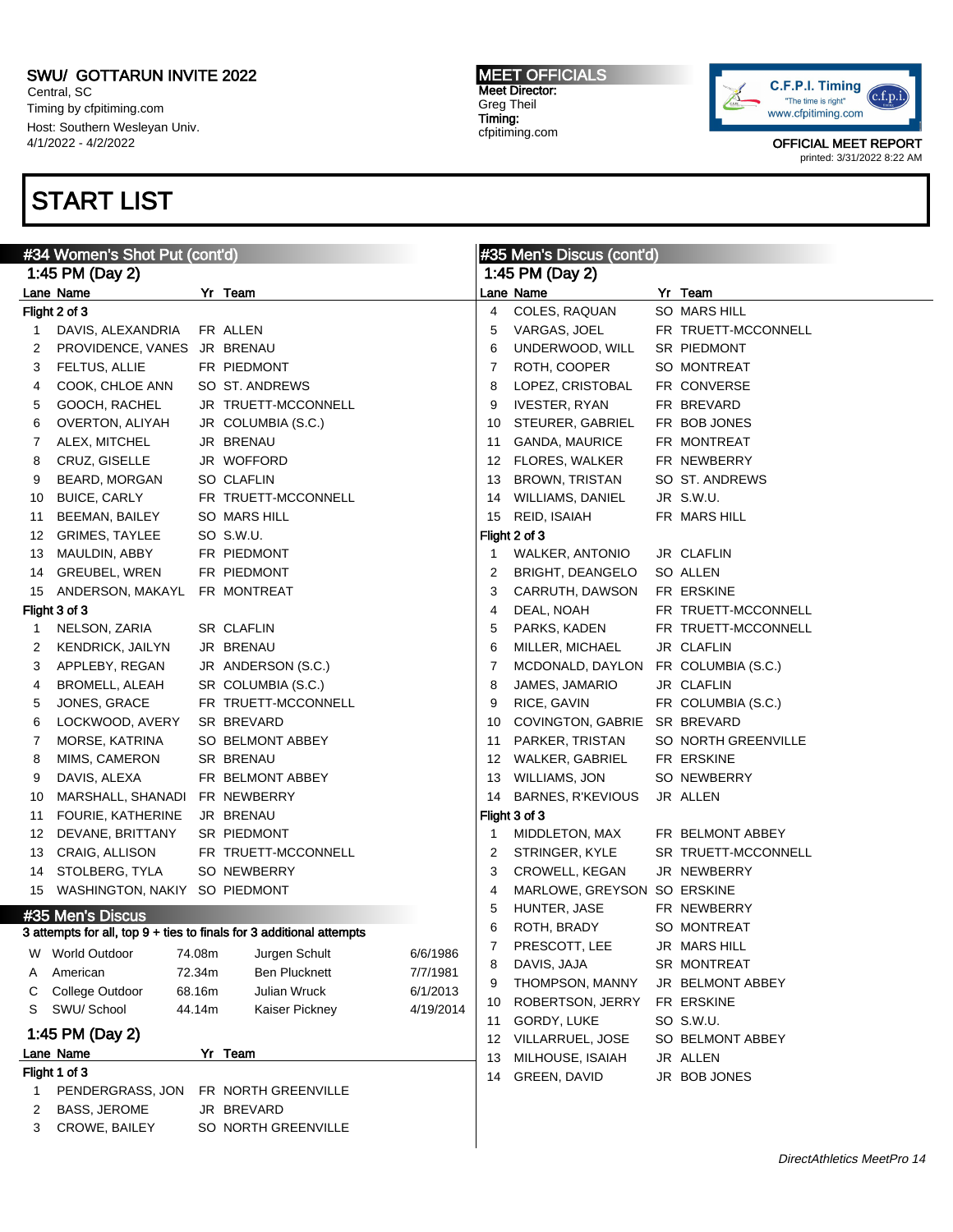SWU/ GOTTARUN INVITE 2022
Central, SC
Timing by cfpitiming.com
Host: Southern Wesleyan Univ.
4/1/2022 - 4/2/2022

MEET OFFICIALS
Meet Director:
Greg Theil
Timing:
cfpitiming.com

OFFICIAL MEET REPORT
printed: 3/31/2022 8:22 AM

# START LIST

## #34 Women's Shot Put (cont'd)

### 1:45 PM (Day 2)

**Flight 2 of 3**

| Lane | Name | Yr | Team |
|---|---|---|---|
| 1 | DAVIS, ALEXANDRIA | FR | ALLEN |
| 2 | PROVIDENCE, VANES | JR | BRENAU |
| 3 | FELTUS, ALLIE | FR | PIEDMONT |
| 4 | COOK, CHLOE ANN | SO | ST. ANDREWS |
| 5 | GOOCH, RACHEL | JR | TRUETT-MCCONNELL |
| 6 | OVERTON, ALIYAH | JR | COLUMBIA (S.C.) |
| 7 | ALEX, MITCHEL | JR | BRENAU |
| 8 | CRUZ, GISELLE | JR | WOFFORD |
| 9 | BEARD, MORGAN | SO | CLAFLIN |
| 10 | BUICE, CARLY | FR | TRUETT-MCCONNELL |
| 11 | BEEMAN, BAILEY | SO | MARS HILL |
| 12 | GRIMES, TAYLEE | SO | S.W.U. |
| 13 | MAULDIN, ABBY | FR | PIEDMONT |
| 14 | GREUBEL, WREN | FR | PIEDMONT |
| 15 | ANDERSON, MAKAYL | FR | MONTREAT |

**Flight 3 of 3**

| Lane | Name | Yr | Team |
|---|---|---|---|
| 1 | NELSON, ZARIA | SR | CLAFLIN |
| 2 | KENDRICK, JAILYN | JR | BRENAU |
| 3 | APPLEBY, REGAN | JR | ANDERSON (S.C.) |
| 4 | BROMELL, ALEAH | SR | COLUMBIA (S.C.) |
| 5 | JONES, GRACE | FR | TRUETT-MCCONNELL |
| 6 | LOCKWOOD, AVERY | SR | BREVARD |
| 7 | MORSE, KATRINA | SO | BELMONT ABBEY |
| 8 | MIMS, CAMERON | SR | BRENAU |
| 9 | DAVIS, ALEXA | FR | BELMONT ABBEY |
| 10 | MARSHALL, SHANADI | FR | NEWBERRY |
| 11 | FOURIE, KATHERINE | JR | BRENAU |
| 12 | DEVANE, BRITTANY | SR | PIEDMONT |
| 13 | CRAIG, ALLISON | FR | TRUETT-MCCONNELL |
| 14 | STOLBERG, TYLA | SO | NEWBERRY |
| 15 | WASHINGTON, NAKIY | SO | PIEDMONT |

## #35 Men's Discus

3 attempts for all, top 9 + ties to finals for 3 additional attempts

| | | Mark | Name | Date |
|---|---|---|---|---|
| W | World Outdoor | 74.08m | Jurgen Schult | 6/6/1986 |
| A | American | 72.34m | Ben Plucknett | 7/7/1981 |
| C | College Outdoor | 68.16m | Julian Wruck | 6/1/2013 |
| S | SWU/ School | 44.14m | Kaiser Pickney | 4/19/2014 |

### 1:45 PM (Day 2)

**Flight 1 of 3**

| Lane | Name | Yr | Team |
|---|---|---|---|
| 1 | PENDERGRASS, JON | FR | NORTH GREENVILLE |
| 2 | BASS, JEROME | JR | BREVARD |
| 3 | CROWE, BAILEY | SO | NORTH GREENVILLE |
| 4 | COLES, RAQUAN | SO | MARS HILL |
| 5 | VARGAS, JOEL | FR | TRUETT-MCCONNELL |
| 6 | UNDERWOOD, WILL | SR | PIEDMONT |
| 7 | ROTH, COOPER | SO | MONTREAT |
| 8 | LOPEZ, CRISTOBAL | FR | CONVERSE |
| 9 | IVESTER, RYAN | FR | BREVARD |
| 10 | STEURER, GABRIEL | FR | BOB JONES |
| 11 | GANDA, MAURICE | FR | MONTREAT |
| 12 | FLORES, WALKER | FR | NEWBERRY |
| 13 | BROWN, TRISTAN | SO | ST. ANDREWS |
| 14 | WILLIAMS, DANIEL | JR | S.W.U. |
| 15 | REID, ISAIAH | FR | MARS HILL |

**Flight 2 of 3**

| Lane | Name | Yr | Team |
|---|---|---|---|
| 1 | WALKER, ANTONIO | JR | CLAFLIN |
| 2 | BRIGHT, DEANGELO | SO | ALLEN |
| 3 | CARRUTH, DAWSON | FR | ERSKINE |
| 4 | DEAL, NOAH | FR | TRUETT-MCCONNELL |
| 5 | PARKS, KADEN | FR | TRUETT-MCCONNELL |
| 6 | MILLER, MICHAEL | JR | CLAFLIN |
| 7 | MCDONALD, DAYLON | FR | COLUMBIA (S.C.) |
| 8 | JAMES, JAMARIO | JR | CLAFLIN |
| 9 | RICE, GAVIN | FR | COLUMBIA (S.C.) |
| 10 | COVINGTON, GABRIE | SR | BREVARD |
| 11 | PARKER, TRISTAN | SO | NORTH GREENVILLE |
| 12 | WALKER, GABRIEL | FR | ERSKINE |
| 13 | WILLIAMS, JON | SO | NEWBERRY |
| 14 | BARNES, R'KEVIOUS | JR | ALLEN |

**Flight 3 of 3**

| Lane | Name | Yr | Team |
|---|---|---|---|
| 1 | MIDDLETON, MAX | FR | BELMONT ABBEY |
| 2 | STRINGER, KYLE | SR | TRUETT-MCCONNELL |
| 3 | CROWELL, KEGAN | JR | NEWBERRY |
| 4 | MARLOWE, GREYSON | SO | ERSKINE |
| 5 | HUNTER, JASE | FR | NEWBERRY |
| 6 | ROTH, BRADY | SO | MONTREAT |
| 7 | PRESCOTT, LEE | JR | MARS HILL |
| 8 | DAVIS, JAJA | SR | MONTREAT |
| 9 | THOMPSON, MANNY | JR | BELMONT ABBEY |
| 10 | ROBERTSON, JERRY | FR | ERSKINE |
| 11 | GORDY, LUKE | SO | S.W.U. |
| 12 | VILLARRUEL, JOSE | SO | BELMONT ABBEY |
| 13 | MILHOUSE, ISAIAH | JR | ALLEN |
| 14 | GREEN, DAVID | JR | BOB JONES |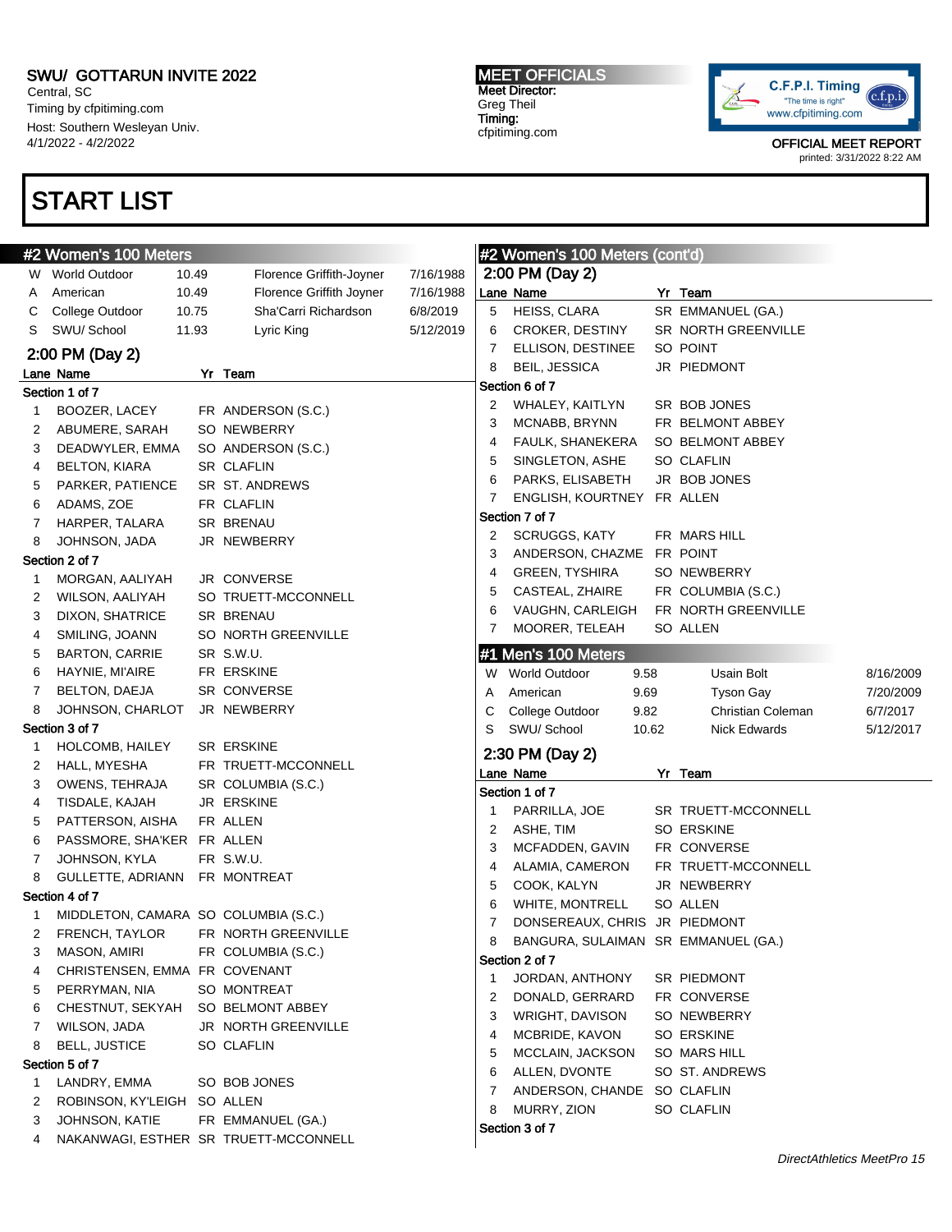SWU/ GOTTARUN INVITE 2022
Central, SC
Timing by cfpitiming.com
Host: Southern Wesleyan Univ.
4/1/2022 - 4/2/2022

**MEET OFFICIALS**
Meet Director:
Greg Theil
Timing:
cfpitiming.com

OFFICIAL MEET REPORT
printed: 3/31/2022 8:22 AM

# START LIST

## #2 Women's 100 Meters

| | | | | |
|---|---|---|---|---|
| W | World Outdoor | 10.49 | Florence Griffith-Joyner | 7/16/1988 |
| A | American | 10.49 | Florence Griffith Joyner | 7/16/1988 |
| C | College Outdoor | 10.75 | Sha'Carri Richardson | 6/8/2019 |
| S | SWU/ School | 11.93 | Lyric King | 5/12/2019 |

### 2:00 PM (Day 2)

| Lane | Name | Yr | Team |
|---|---|---|---|
| **Section 1 of 7** | | | |
| 1 | BOOZER, LACEY | FR | ANDERSON (S.C.) |
| 2 | ABUMERE, SARAH | SO | NEWBERRY |
| 3 | DEADWYLER, EMMA | SO | ANDERSON (S.C.) |
| 4 | BELTON, KIARA | SR | CLAFLIN |
| 5 | PARKER, PATIENCE | SR | ST. ANDREWS |
| 6 | ADAMS, ZOE | FR | CLAFLIN |
| 7 | HARPER, TALARA | SR | BRENAU |
| 8 | JOHNSON, JADA | JR | NEWBERRY |
| **Section 2 of 7** | | | |
| 1 | MORGAN, AALIYAH | JR | CONVERSE |
| 2 | WILSON, AALIYAH | SO | TRUETT-MCCONNELL |
| 3 | DIXON, SHATRICE | SR | BRENAU |
| 4 | SMILING, JOANN | SO | NORTH GREENVILLE |
| 5 | BARTON, CARRIE | SR | S.W.U. |
| 6 | HAYNIE, MI'AIRE | FR | ERSKINE |
| 7 | BELTON, DAEJA | SR | CONVERSE |
| 8 | JOHNSON, CHARLOT | JR | NEWBERRY |
| **Section 3 of 7** | | | |
| 1 | HOLCOMB, HAILEY | SR | ERSKINE |
| 2 | HALL, MYESHA | FR | TRUETT-MCCONNELL |
| 3 | OWENS, TEHRAJA | SR | COLUMBIA (S.C.) |
| 4 | TISDALE, KAJAH | JR | ERSKINE |
| 5 | PATTERSON, AISHA | FR | ALLEN |
| 6 | PASSMORE, SHA'KER | FR | ALLEN |
| 7 | JOHNSON, KYLA | FR | S.W.U. |
| 8 | GULLETTE, ADRIANN | FR | MONTREAT |
| **Section 4 of 7** | | | |
| 1 | MIDDLETON, CAMARA | SO | COLUMBIA (S.C.) |
| 2 | FRENCH, TAYLOR | FR | NORTH GREENVILLE |
| 3 | MASON, AMIRI | FR | COLUMBIA (S.C.) |
| 4 | CHRISTENSEN, EMMA | FR | COVENANT |
| 5 | PERRYMAN, NIA | SO | MONTREAT |
| 6 | CHESTNUT, SEKYAH | SO | BELMONT ABBEY |
| 7 | WILSON, JADA | JR | NORTH GREENVILLE |
| 8 | BELL, JUSTICE | SO | CLAFLIN |
| **Section 5 of 7** | | | |
| 1 | LANDRY, EMMA | SO | BOB JONES |
| 2 | ROBINSON, KY'LEIGH | SO | ALLEN |
| 3 | JOHNSON, KATIE | FR | EMMANUEL (GA.) |
| 4 | NAKANWAGI, ESTHER | SR | TRUETT-MCCONNELL |
| 5 | HEISS, CLARA | SR | EMMANUEL (GA.) |
| 6 | CROKER, DESTINY | SR | NORTH GREENVILLE |
| 7 | ELLISON, DESTINEE | SO | POINT |
| 8 | BEIL, JESSICA | JR | PIEDMONT |
| **Section 6 of 7** | | | |
| 2 | WHALEY, KAITLYN | SR | BOB JONES |
| 3 | MCNABB, BRYNN | FR | BELMONT ABBEY |
| 4 | FAULK, SHANEKERA | SO | BELMONT ABBEY |
| 5 | SINGLETON, ASHE | SO | CLAFLIN |
| 6 | PARKS, ELISABETH | JR | BOB JONES |
| 7 | ENGLISH, KOURTNEY | FR | ALLEN |
| **Section 7 of 7** | | | |
| 2 | SCRUGGS, KATY | FR | MARS HILL |
| 3 | ANDERSON, CHAZME | FR | POINT |
| 4 | GREEN, TYSHIRA | SO | NEWBERRY |
| 5 | CASTEAL, ZHAIRE | FR | COLUMBIA (S.C.) |
| 6 | VAUGHN, CARLEIGH | FR | NORTH GREENVILLE |
| 7 | MOORER, TELEAH | SO | ALLEN |

## #1 Men's 100 Meters

| | | | | |
|---|---|---|---|---|
| W | World Outdoor | 9.58 | Usain Bolt | 8/16/2009 |
| A | American | 9.69 | Tyson Gay | 7/20/2009 |
| C | College Outdoor | 9.82 | Christian Coleman | 6/7/2017 |
| S | SWU/ School | 10.62 | Nick Edwards | 5/12/2017 |

### 2:30 PM (Day 2)

| Lane | Name | Yr | Team |
|---|---|---|---|
| **Section 1 of 7** | | | |
| 1 | PARRILLA, JOE | SR | TRUETT-MCCONNELL |
| 2 | ASHE, TIM | SO | ERSKINE |
| 3 | MCFADDEN, GAVIN | FR | CONVERSE |
| 4 | ALAMIA, CAMERON | FR | TRUETT-MCCONNELL |
| 5 | COOK, KALYN | JR | NEWBERRY |
| 6 | WHITE, MONTRELL | SO | ALLEN |
| 7 | DONSEREAUX, CHRIS | JR | PIEDMONT |
| 8 | BANGURA, SULAIMAN | SR | EMMANUEL (GA.) |
| **Section 2 of 7** | | | |
| 1 | JORDAN, ANTHONY | SR | PIEDMONT |
| 2 | DONALD, GERRARD | FR | CONVERSE |
| 3 | WRIGHT, DAVISON | SO | NEWBERRY |
| 4 | MCBRIDE, KAVON | SO | ERSKINE |
| 5 | MCCLAIN, JACKSON | SO | MARS HILL |
| 6 | ALLEN, DVONTE | SO | ST. ANDREWS |
| 7 | ANDERSON, CHANDE | SO | CLAFLIN |
| 8 | MURRY, ZION | SO | CLAFLIN |
| **Section 3 of 7** | | | |

DirectAthletics MeetPro 15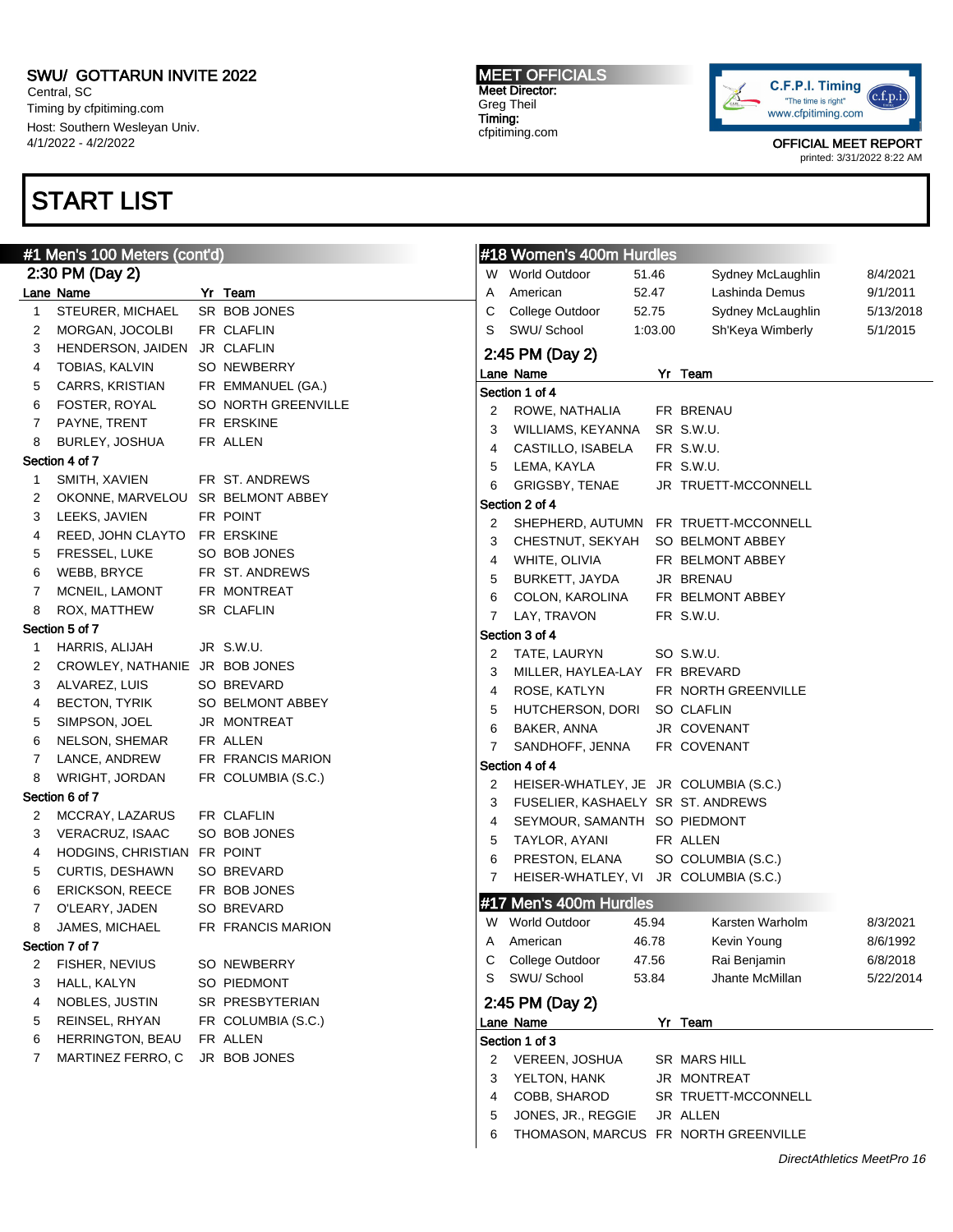SWU/ GOTTARUN INVITE 2022
Central, SC
Timing by cfpitiming.com
Host: Southern Wesleyan Univ.
4/1/2022 - 4/2/2022

MEET OFFICIALS
Meet Director:
Greg Theil
Timing:
cfpitiming.com

OFFICIAL MEET REPORT
printed: 3/31/2022 8:22 AM

# START LIST

## #1 Men's 100 Meters (cont'd)

### 2:30 PM (Day 2)

| Lane | Name | Yr | Team |
|---|---|---|---|
| 1 | STEURER, MICHAEL | SR | BOB JONES |
| 2 | MORGAN, JOCOLBI | FR | CLAFLIN |
| 3 | HENDERSON, JAIDEN | JR | CLAFLIN |
| 4 | TOBIAS, KALVIN | SO | NEWBERRY |
| 5 | CARRS, KRISTIAN | FR | EMMANUEL (GA.) |
| 6 | FOSTER, ROYAL | SO | NORTH GREENVILLE |
| 7 | PAYNE, TRENT | FR | ERSKINE |
| 8 | BURLEY, JOSHUA | FR | ALLEN |
| **Section 4 of 7** | | | |
| 1 | SMITH, XAVIEN | FR | ST. ANDREWS |
| 2 | OKONNE, MARVELOU | SR | BELMONT ABBEY |
| 3 | LEEKS, JAVIEN | FR | POINT |
| 4 | REED, JOHN CLAYTO | FR | ERSKINE |
| 5 | FRESSEL, LUKE | SO | BOB JONES |
| 6 | WEBB, BRYCE | FR | ST. ANDREWS |
| 7 | MCNEIL, LAMONT | FR | MONTREAT |
| 8 | ROX, MATTHEW | SR | CLAFLIN |
| **Section 5 of 7** | | | |
| 1 | HARRIS, ALIJAH | JR | S.W.U. |
| 2 | CROWLEY, NATHANIE | JR | BOB JONES |
| 3 | ALVAREZ, LUIS | SO | BREVARD |
| 4 | BECTON, TYRIK | SO | BELMONT ABBEY |
| 5 | SIMPSON, JOEL | JR | MONTREAT |
| 6 | NELSON, SHEMAR | FR | ALLEN |
| 7 | LANCE, ANDREW | FR | FRANCIS MARION |
| 8 | WRIGHT, JORDAN | FR | COLUMBIA (S.C.) |
| **Section 6 of 7** | | | |
| 2 | MCCRAY, LAZARUS | FR | CLAFLIN |
| 3 | VERACRUZ, ISAAC | SO | BOB JONES |
| 4 | HODGINS, CHRISTIAN | FR | POINT |
| 5 | CURTIS, DESHAWN | SO | BREVARD |
| 6 | ERICKSON, REECE | FR | BOB JONES |
| 7 | O'LEARY, JADEN | SO | BREVARD |
| 8 | JAMES, MICHAEL | FR | FRANCIS MARION |
| **Section 7 of 7** | | | |
| 2 | FISHER, NEVIUS | SO | NEWBERRY |
| 3 | HALL, KALYN | SO | PIEDMONT |
| 4 | NOBLES, JUSTIN | SR | PRESBYTERIAN |
| 5 | REINSEL, RHYAN | FR | COLUMBIA (S.C.) |
| 6 | HERRINGTON, BEAU | FR | ALLEN |
| 7 | MARTINEZ FERRO, C | JR | BOB JONES |

## #18 Women's 400m Hurdles

| | Record | Mark | Holder | Date |
|---|---|---|---|---|
| W | World Outdoor | 51.46 | Sydney McLaughlin | 8/4/2021 |
| A | American | 52.47 | Lashinda Demus | 9/1/2011 |
| C | College Outdoor | 52.75 | Sydney McLaughlin | 5/13/2018 |
| S | SWU/ School | 1:03.00 | Sh'Keya Wimberly | 5/1/2015 |

### 2:45 PM (Day 2)

| Lane | Name | Yr | Team |
|---|---|---|---|
| **Section 1 of 4** | | | |
| 2 | ROWE, NATHALIA | FR | BRENAU |
| 3 | WILLIAMS, KEYANNA | SR | S.W.U. |
| 4 | CASTILLO, ISABELA | FR | S.W.U. |
| 5 | LEMA, KAYLA | FR | S.W.U. |
| 6 | GRIGSBY, TENAE | JR | TRUETT-MCCONNELL |
| **Section 2 of 4** | | | |
| 2 | SHEPHERD, AUTUMN | FR | TRUETT-MCCONNELL |
| 3 | CHESTNUT, SEKYAH | SO | BELMONT ABBEY |
| 4 | WHITE, OLIVIA | FR | BELMONT ABBEY |
| 5 | BURKETT, JAYDA | JR | BRENAU |
| 6 | COLON, KAROLINA | FR | BELMONT ABBEY |
| 7 | LAY, TRAVON | FR | S.W.U. |
| **Section 3 of 4** | | | |
| 2 | TATE, LAURYN | SO | S.W.U. |
| 3 | MILLER, HAYLEA-LAY | FR | BREVARD |
| 4 | ROSE, KATLYN | FR | NORTH GREENVILLE |
| 5 | HUTCHERSON, DORI | SO | CLAFLIN |
| 6 | BAKER, ANNA | JR | COVENANT |
| 7 | SANDHOFF, JENNA | FR | COVENANT |
| **Section 4 of 4** | | | |
| 2 | HEISER-WHATLEY, JE | JR | COLUMBIA (S.C.) |
| 3 | FUSELIER, KASHAELY | SR | ST. ANDREWS |
| 4 | SEYMOUR, SAMANTH | SO | PIEDMONT |
| 5 | TAYLOR, AYANI | FR | ALLEN |
| 6 | PRESTON, ELANA | SO | COLUMBIA (S.C.) |
| 7 | HEISER-WHATLEY, VI | JR | COLUMBIA (S.C.) |

## #17 Men's 400m Hurdles

| | Record | Mark | Holder | Date |
|---|---|---|---|---|
| W | World Outdoor | 45.94 | Karsten Warholm | 8/3/2021 |
| A | American | 46.78 | Kevin Young | 8/6/1992 |
| C | College Outdoor | 47.56 | Rai Benjamin | 6/8/2018 |
| S | SWU/ School | 53.84 | Jhante McMillan | 5/22/2014 |

### 2:45 PM (Day 2)

| Lane | Name | Yr | Team |
|---|---|---|---|
| **Section 1 of 3** | | | |
| 2 | VEREEN, JOSHUA | SR | MARS HILL |
| 3 | YELTON, HANK | JR | MONTREAT |
| 4 | COBB, SHAROD | SR | TRUETT-MCCONNELL |
| 5 | JONES, JR., REGGIE | JR | ALLEN |
| 6 | THOMASON, MARCUS | FR | NORTH GREENVILLE |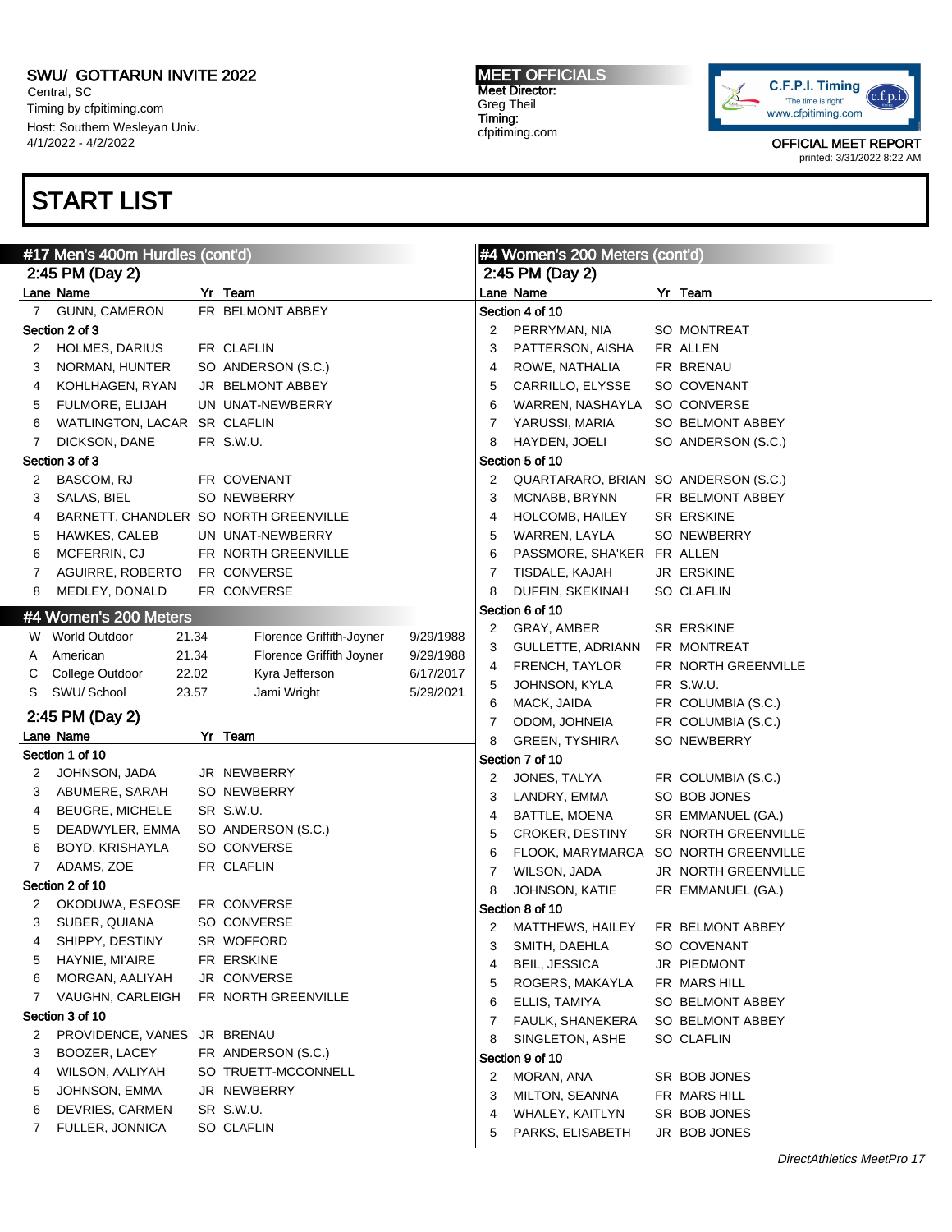SWU/ GOTTARUN INVITE 2022
Central, SC
Timing by cfpitiming.com
Host: Southern Wesleyan Univ.
4/1/2022 - 4/2/2022

MEET OFFICIALS
Meet Director:
Greg Theil
Timing:
cfpitiming.com

OFFICIAL MEET REPORT
printed: 3/31/2022 8:22 AM

# START LIST

## #17 Men's 400m Hurdles (cont'd)

2:45 PM (Day 2)

| Lane | Name | Yr | Team |
|---|---|---|---|
| 7 | GUNN, CAMERON | FR | BELMONT ABBEY |
| **Section 2 of 3** | | | |
| 2 | HOLMES, DARIUS | FR | CLAFLIN |
| 3 | NORMAN, HUNTER | SO | ANDERSON (S.C.) |
| 4 | KOHLHAGEN, RYAN | JR | BELMONT ABBEY |
| 5 | FULMORE, ELIJAH | UN | UNAT-NEWBERRY |
| 6 | WATLINGTON, LACAR | SR | CLAFLIN |
| 7 | DICKSON, DANE | FR | S.W.U. |
| **Section 3 of 3** | | | |
| 2 | BASCOM, RJ | FR | COVENANT |
| 3 | SALAS, BIEL | SO | NEWBERRY |
| 4 | BARNETT, CHANDLER | SO | NORTH GREENVILLE |
| 5 | HAWKES, CALEB | UN | UNAT-NEWBERRY |
| 6 | MCFERRIN, CJ | FR | NORTH GREENVILLE |
| 7 | AGUIRRE, ROBERTO | FR | CONVERSE |
| 8 | MEDLEY, DONALD | FR | CONVERSE |

## #4 Women's 200 Meters

| | Record | Mark | Name | Date |
|---|---|---|---|---|
| W | World Outdoor | 21.34 | Florence Griffith-Joyner | 9/29/1988 |
| A | American | 21.34 | Florence Griffith Joyner | 9/29/1988 |
| C | College Outdoor | 22.02 | Kyra Jefferson | 6/17/2017 |
| S | SWU/ School | 23.57 | Jami Wright | 5/29/2021 |

2:45 PM (Day 2)

| Lane | Name | Yr | Team |
|---|---|---|---|
| **Section 1 of 10** | | | |
| 2 | JOHNSON, JADA | JR | NEWBERRY |
| 3 | ABUMERE, SARAH | SO | NEWBERRY |
| 4 | BEUGRE, MICHELE | SR | S.W.U. |
| 5 | DEADWYLER, EMMA | SO | ANDERSON (S.C.) |
| 6 | BOYD, KRISHAYLA | SO | CONVERSE |
| 7 | ADAMS, ZOE | FR | CLAFLIN |
| **Section 2 of 10** | | | |
| 2 | OKODUWA, ESEOSE | FR | CONVERSE |
| 3 | SUBER, QUIANA | SO | CONVERSE |
| 4 | SHIPPY, DESTINY | SR | WOFFORD |
| 5 | HAYNIE, MI'AIRE | FR | ERSKINE |
| 6 | MORGAN, AALIYAH | JR | CONVERSE |
| 7 | VAUGHN, CARLEIGH | FR | NORTH GREENVILLE |
| **Section 3 of 10** | | | |
| 2 | PROVIDENCE, VANES | JR | BRENAU |
| 3 | BOOZER, LACEY | FR | ANDERSON (S.C.) |
| 4 | WILSON, AALIYAH | SO | TRUETT-MCCONNELL |
| 5 | JOHNSON, EMMA | JR | NEWBERRY |
| 6 | DEVRIES, CARMEN | SR | S.W.U. |
| 7 | FULLER, JONNICA | SO | CLAFLIN |

## #4 Women's 200 Meters (cont'd)

2:45 PM (Day 2)

| Lane | Name | Yr | Team |
|---|---|---|---|
| **Section 4 of 10** | | | |
| 2 | PERRYMAN, NIA | SO | MONTREAT |
| 3 | PATTERSON, AISHA | FR | ALLEN |
| 4 | ROWE, NATHALIA | FR | BRENAU |
| 5 | CARRILLO, ELYSSE | SO | COVENANT |
| 6 | WARREN, NASHAYLA | SO | CONVERSE |
| 7 | YARUSSI, MARIA | SO | BELMONT ABBEY |
| 8 | HAYDEN, JOELI | SO | ANDERSON (S.C.) |
| **Section 5 of 10** | | | |
| 2 | QUARTARARO, BRIAN | SO | ANDERSON (S.C.) |
| 3 | MCNABB, BRYNN | FR | BELMONT ABBEY |
| 4 | HOLCOMB, HAILEY | SR | ERSKINE |
| 5 | WARREN, LAYLA | SO | NEWBERRY |
| 6 | PASSMORE, SHA'KER | FR | ALLEN |
| 7 | TISDALE, KAJAH | JR | ERSKINE |
| 8 | DUFFIN, SKEKINAH | SO | CLAFLIN |
| **Section 6 of 10** | | | |
| 2 | GRAY, AMBER | SR | ERSKINE |
| 3 | GULLETTE, ADRIANN | FR | MONTREAT |
| 4 | FRENCH, TAYLOR | FR | NORTH GREENVILLE |
| 5 | JOHNSON, KYLA | FR | S.W.U. |
| 6 | MACK, JAIDA | FR | COLUMBIA (S.C.) |
| 7 | ODOM, JOHNEIA | FR | COLUMBIA (S.C.) |
| 8 | GREEN, TYSHIRA | SO | NEWBERRY |
| **Section 7 of 10** | | | |
| 2 | JONES, TALYA | FR | COLUMBIA (S.C.) |
| 3 | LANDRY, EMMA | SO | BOB JONES |
| 4 | BATTLE, MOENA | SR | EMMANUEL (GA.) |
| 5 | CROKER, DESTINY | SR | NORTH GREENVILLE |
| 6 | FLOOK, MARYMARGA | SO | NORTH GREENVILLE |
| 7 | WILSON, JADA | JR | NORTH GREENVILLE |
| 8 | JOHNSON, KATIE | FR | EMMANUEL (GA.) |
| **Section 8 of 10** | | | |
| 2 | MATTHEWS, HAILEY | FR | BELMONT ABBEY |
| 3 | SMITH, DAEHLA | SO | COVENANT |
| 4 | BEIL, JESSICA | JR | PIEDMONT |
| 5 | ROGERS, MAKAYLA | FR | MARS HILL |
| 6 | ELLIS, TAMIYA | SO | BELMONT ABBEY |
| 7 | FAULK, SHANEKERA | SO | BELMONT ABBEY |
| 8 | SINGLETON, ASHE | SO | CLAFLIN |
| **Section 9 of 10** | | | |
| 2 | MORAN, ANA | SR | BOB JONES |
| 3 | MILTON, SEANNA | FR | MARS HILL |
| 4 | WHALEY, KAITLYN | SR | BOB JONES |
| 5 | PARKS, ELISABETH | JR | BOB JONES |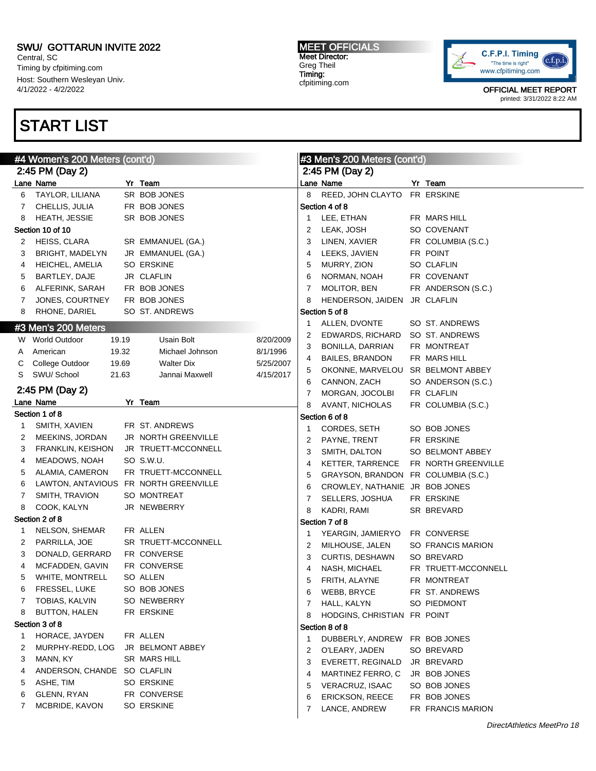# SWU/ GOTTARUN INVITE 2022

Central, SC
Timing by cfpitiming.com
Host: Southern Wesleyan Univ.
4/1/2022 - 4/2/2022

**MEET OFFICIALS**
Meet Director:
Greg Theil
Timing:
cfpitiming.com

OFFICIAL MEET REPORT
printed: 3/31/2022 8:22 AM

# START LIST

## #4 Women's 200 Meters (cont'd)

### 2:45 PM (Day 2)

| Lane | Name | Yr | Team |
|---|---|---|---|
| 6 | TAYLOR, LILIANA | SR | BOB JONES |
| 7 | CHELLIS, JULIA | FR | BOB JONES |
| 8 | HEATH, JESSIE | SR | BOB JONES |
| **Section 10 of 10** | | | |
| 2 | HEISS, CLARA | SR | EMMANUEL (GA.) |
| 3 | BRIGHT, MADELYN | JR | EMMANUEL (GA.) |
| 4 | HEICHEL, AMELIA | SO | ERSKINE |
| 5 | BARTLEY, DAJE | JR | CLAFLIN |
| 6 | ALFERINK, SARAH | FR | BOB JONES |
| 7 | JONES, COURTNEY | FR | BOB JONES |
| 8 | RHONE, DARIEL | SO | ST. ANDREWS |

## #3 Men's 200 Meters

| | Record | Mark | Name | Date |
|---|---|---|---|---|
| W | World Outdoor | 19.19 | Usain Bolt | 8/20/2009 |
| A | American | 19.32 | Michael Johnson | 8/1/1996 |
| C | College Outdoor | 19.69 | Walter Dix | 5/25/2007 |
| S | SWU/ School | 21.63 | Jannai Maxwell | 4/15/2017 |

### 2:45 PM (Day 2)

| Lane | Name | Yr | Team |
|---|---|---|---|
| **Section 1 of 8** | | | |
| 1 | SMITH, XAVIEN | FR | ST. ANDREWS |
| 2 | MEEKINS, JORDAN | JR | NORTH GREENVILLE |
| 3 | FRANKLIN, KEISHON | JR | TRUETT-MCCONNELL |
| 4 | MEADOWS, NOAH | SO | S.W.U. |
| 5 | ALAMIA, CAMERON | FR | TRUETT-MCCONNELL |
| 6 | LAWTON, ANTAVIOUS | FR | NORTH GREENVILLE |
| 7 | SMITH, TRAVION | SO | MONTREAT |
| 8 | COOK, KALYN | JR | NEWBERRY |
| **Section 2 of 8** | | | |
| 1 | NELSON, SHEMAR | FR | ALLEN |
| 2 | PARRILLA, JOE | SR | TRUETT-MCCONNELL |
| 3 | DONALD, GERRARD | FR | CONVERSE |
| 4 | MCFADDEN, GAVIN | FR | CONVERSE |
| 5 | WHITE, MONTRELL | SO | ALLEN |
| 6 | FRESSEL, LUKE | SO | BOB JONES |
| 7 | TOBIAS, KALVIN | SO | NEWBERRY |
| 8 | BUTTON, HALEN | FR | ERSKINE |
| **Section 3 of 8** | | | |
| 1 | HORACE, JAYDEN | FR | ALLEN |
| 2 | MURPHY-REDD, LOG | JR | BELMONT ABBEY |
| 3 | MANN, KY | SR | MARS HILL |
| 4 | ANDERSON, CHANDE | SO | CLAFLIN |
| 5 | ASHE, TIM | SO | ERSKINE |
| 6 | GLENN, RYAN | FR | CONVERSE |
| 7 | MCBRIDE, KAVON | SO | ERSKINE |

## #3 Men's 200 Meters (cont'd)

### 2:45 PM (Day 2)

| Lane | Name | Yr | Team |
|---|---|---|---|
| 8 | REED, JOHN CLAYTO | FR | ERSKINE |
| **Section 4 of 8** | | | |
| 1 | LEE, ETHAN | FR | MARS HILL |
| 2 | LEAK, JOSH | SO | COVENANT |
| 3 | LINEN, XAVIER | FR | COLUMBIA (S.C.) |
| 4 | LEEKS, JAVIEN | FR | POINT |
| 5 | MURRY, ZION | SO | CLAFLIN |
| 6 | NORMAN, NOAH | FR | COVENANT |
| 7 | MOLITOR, BEN | FR | ANDERSON (S.C.) |
| 8 | HENDERSON, JAIDEN | JR | CLAFLIN |
| **Section 5 of 8** | | | |
| 1 | ALLEN, DVONTE | SO | ST. ANDREWS |
| 2 | EDWARDS, RICHARD | SO | ST. ANDREWS |
| 3 | BONILLA, DARRIAN | FR | MONTREAT |
| 4 | BAILES, BRANDON | FR | MARS HILL |
| 5 | OKONNE, MARVELOU | SR | BELMONT ABBEY |
| 6 | CANNON, ZACH | SO | ANDERSON (S.C.) |
| 7 | MORGAN, JOCOLBI | FR | CLAFLIN |
| 8 | AVANT, NICHOLAS | FR | COLUMBIA (S.C.) |
| **Section 6 of 8** | | | |
| 1 | CORDES, SETH | SO | BOB JONES |
| 2 | PAYNE, TRENT | FR | ERSKINE |
| 3 | SMITH, DALTON | SO | BELMONT ABBEY |
| 4 | KETTER, TARRENCE | FR | NORTH GREENVILLE |
| 5 | GRAYSON, BRANDON | FR | COLUMBIA (S.C.) |
| 6 | CROWLEY, NATHANIE | JR | BOB JONES |
| 7 | SELLERS, JOSHUA | FR | ERSKINE |
| 8 | KADRI, RAMI | SR | BREVARD |
| **Section 7 of 8** | | | |
| 1 | YEARGIN, JAMIERYO | FR | CONVERSE |
| 2 | MILHOUSE, JALEN | SO | FRANCIS MARION |
| 3 | CURTIS, DESHAWN | SO | BREVARD |
| 4 | NASH, MICHAEL | FR | TRUETT-MCCONNELL |
| 5 | FRITH, ALAYNE | FR | MONTREAT |
| 6 | WEBB, BRYCE | FR | ST. ANDREWS |
| 7 | HALL, KALYN | SO | PIEDMONT |
| 8 | HODGINS, CHRISTIAN | FR | POINT |
| **Section 8 of 8** | | | |
| 1 | DUBBERLY, ANDREW | FR | BOB JONES |
| 2 | O'LEARY, JADEN | SO | BREVARD |
| 3 | EVERETT, REGINALD | JR | BREVARD |
| 4 | MARTINEZ FERRO, C | JR | BOB JONES |
| 5 | VERACRUZ, ISAAC | SO | BOB JONES |
| 6 | ERICKSON, REECE | FR | BOB JONES |
| 7 | LANCE, ANDREW | FR | FRANCIS MARION |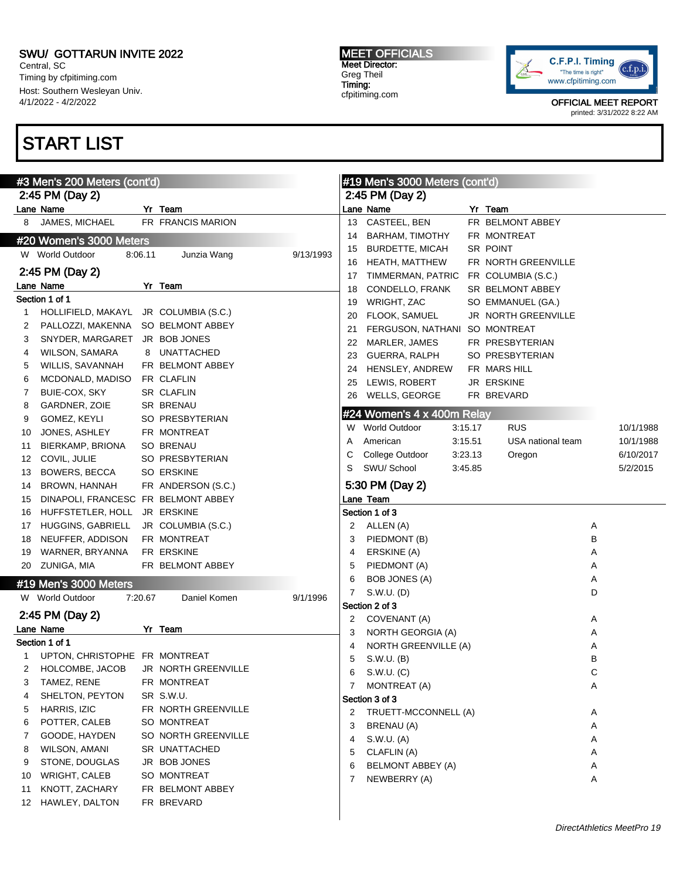SWU/ GOTTARUN INVITE 2022
Central, SC
Timing by cfpitiming.com
Host: Southern Wesleyan Univ.
4/1/2022 - 4/2/2022

MEET OFFICIALS
Meet Director:
Greg Theil
Timing:
cfpitiming.com

OFFICIAL MEET REPORT
printed: 3/31/2022 8:22 AM

# START LIST

## #3 Men's 200 Meters (cont'd)

### 2:45 PM (Day 2)

| Lane | Name | Yr | Team |
|---|---|---|---|
| 8 | JAMES, MICHAEL | FR | FRANCIS MARION |

## #20 Women's 3000 Meters

| | | | | |
|---|---|---|---|---|
| W | World Outdoor | 8:06.11 | Junzia Wang | 9/13/1993 |

### 2:45 PM (Day 2)

Section 1 of 1

| Lane | Name | Yr | Team |
|---|---|---|---|
| 1 | HOLLIFIELD, MAKAYL | JR | COLUMBIA (S.C.) |
| 2 | PALLOZZI, MAKENNA | SO | BELMONT ABBEY |
| 3 | SNYDER, MARGARET | JR | BOB JONES |
| 4 | WILSON, SAMARA | 8 | UNATTACHED |
| 5 | WILLIS, SAVANNAH | FR | BELMONT ABBEY |
| 6 | MCDONALD, MADISO | FR | CLAFLIN |
| 7 | BUIE-COX, SKY | SR | CLAFLIN |
| 8 | GARDNER, ZOIE | SR | BRENAU |
| 9 | GOMEZ, KEYLI | SO | PRESBYTERIAN |
| 10 | JONES, ASHLEY | FR | MONTREAT |
| 11 | BIERKAMP, BRIONA | SO | BRENAU |
| 12 | COVIL, JULIE | SO | PRESBYTERIAN |
| 13 | BOWERS, BECCA | SO | ERSKINE |
| 14 | BROWN, HANNAH | FR | ANDERSON (S.C.) |
| 15 | DINAPOLI, FRANCESC | FR | BELMONT ABBEY |
| 16 | HUFFSTETLER, HOLL | JR | ERSKINE |
| 17 | HUGGINS, GABRIELL | JR | COLUMBIA (S.C.) |
| 18 | NEUFFER, ADDISON | FR | MONTREAT |
| 19 | WARNER, BRYANNA | FR | ERSKINE |
| 20 | ZUNIGA, MIA | FR | BELMONT ABBEY |

## #19 Men's 3000 Meters

| | | | | |
|---|---|---|---|---|
| W | World Outdoor | 7:20.67 | Daniel Komen | 9/1/1996 |

### 2:45 PM (Day 2)

Section 1 of 1

| Lane | Name | Yr | Team |
|---|---|---|---|
| 1 | UPTON, CHRISTOPHE | FR | MONTREAT |
| 2 | HOLCOMBE, JACOB | JR | NORTH GREENVILLE |
| 3 | TAMEZ, RENE | FR | MONTREAT |
| 4 | SHELTON, PEYTON | SR | S.W.U. |
| 5 | HARRIS, IZIC | FR | NORTH GREENVILLE |
| 6 | POTTER, CALEB | SO | MONTREAT |
| 7 | GOODE, HAYDEN | SO | NORTH GREENVILLE |
| 8 | WILSON, AMANI | SR | UNATTACHED |
| 9 | STONE, DOUGLAS | JR | BOB JONES |
| 10 | WRIGHT, CALEB | SO | MONTREAT |
| 11 | KNOTT, ZACHARY | FR | BELMONT ABBEY |
| 12 | HAWLEY, DALTON | FR | BREVARD |

## #19 Men's 3000 Meters (cont'd)

### 2:45 PM (Day 2)

| Lane | Name | Yr | Team |
|---|---|---|---|
| 13 | CASTEEL, BEN | FR | BELMONT ABBEY |
| 14 | BARHAM, TIMOTHY | FR | MONTREAT |
| 15 | BURDETTE, MICAH | SR | POINT |
| 16 | HEATH, MATTHEW | FR | NORTH GREENVILLE |
| 17 | TIMMERMAN, PATRIC | FR | COLUMBIA (S.C.) |
| 18 | CONDELLO, FRANK | SR | BELMONT ABBEY |
| 19 | WRIGHT, ZAC | SO | EMMANUEL (GA.) |
| 20 | FLOOK, SAMUEL | JR | NORTH GREENVILLE |
| 21 | FERGUSON, NATHANI | SO | MONTREAT |
| 22 | MARLER, JAMES | FR | PRESBYTERIAN |
| 23 | GUERRA, RALPH | SO | PRESBYTERIAN |
| 24 | HENSLEY, ANDREW | FR | MARS HILL |
| 25 | LEWIS, ROBERT | JR | ERSKINE |
| 26 | WELLS, GEORGE | FR | BREVARD |

## #24 Women's 4 x 400m Relay

| | | | | |
|---|---|---|---|---|
| W | World Outdoor | 3:15.17 | RUS | 10/1/1988 |
| A | American | 3:15.51 | USA national team | 10/1/1988 |
| C | College Outdoor | 3:23.13 | Oregon | 6/10/2017 |
| S | SWU/ School | 3:45.85 | | 5/2/2015 |

### 5:30 PM (Day 2)

Section 1 of 3

| Lane | Team | |
|---|---|---|
| 2 | ALLEN (A) | A |
| 3 | PIEDMONT (B) | B |
| 4 | ERSKINE (A) | A |
| 5 | PIEDMONT (A) | A |
| 6 | BOB JONES (A) | A |
| 7 | S.W.U. (D) | D |

Section 2 of 3

| Lane | Team | |
|---|---|---|
| 2 | COVENANT (A) | A |
| 3 | NORTH GEORGIA (A) | A |
| 4 | NORTH GREENVILLE (A) | A |
| 5 | S.W.U. (B) | B |
| 6 | S.W.U. (C) | C |
| 7 | MONTREAT (A) | A |

Section 3 of 3

| Lane | Team | |
|---|---|---|
| 2 | TRUETT-MCCONNELL (A) | A |
| 3 | BRENAU (A) | A |
| 4 | S.W.U. (A) | A |
| 5 | CLAFLIN (A) | A |
| 6 | BELMONT ABBEY (A) | A |
| 7 | NEWBERRY (A) | A |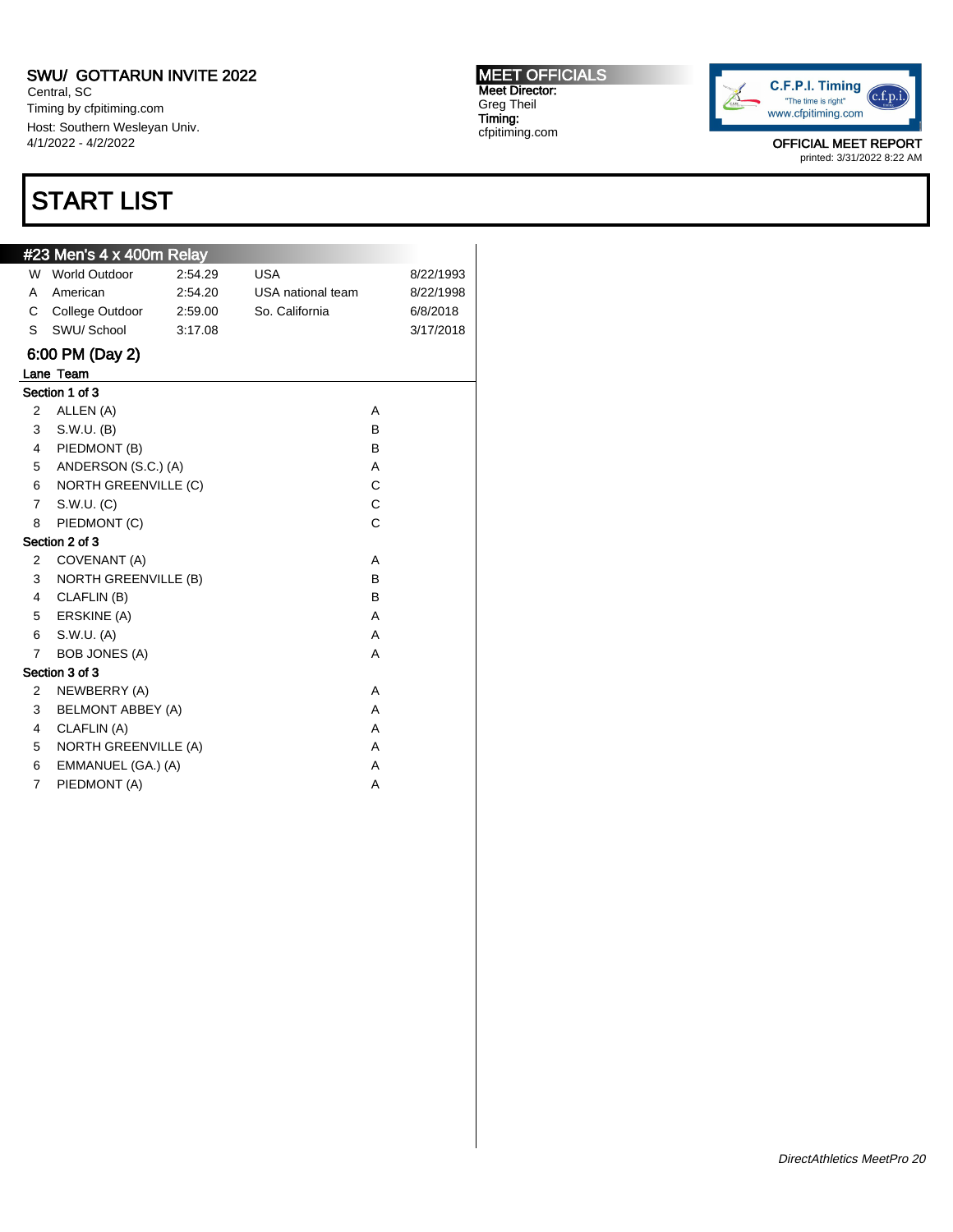SWU/ GOTTARUN INVITE 2022
Central, SC
Timing by cfpitiming.com
Host: Southern Wesleyan Univ.
4/1/2022 - 4/2/2022

**MEET OFFICIALS**
**Meet Director:**
Greg Theil
**Timing:**
cfpitiming.com

C.F.P.I. Timing
"The time is right"
www.cfpitiming.com

OFFICIAL MEET REPORT
printed: 3/31/2022 8:22 AM

# START LIST

## #23 Men's 4 x 400m Relay

| | | | | |
|---|---|---|---|---|
| W | World Outdoor | 2:54.29 | USA | 8/22/1993 |
| A | American | 2:54.20 | USA national team | 8/22/1998 |
| C | College Outdoor | 2:59.00 | So. California | 6/8/2018 |
| S | SWU/ School | 3:17.08 | | 3/17/2018 |

### 6:00 PM (Day 2)

| Lane | Team | |
|---|---|---|
| **Section 1 of 3** | | |
| 2 | ALLEN (A) | A |
| 3 | S.W.U. (B) | B |
| 4 | PIEDMONT (B) | B |
| 5 | ANDERSON (S.C.) (A) | A |
| 6 | NORTH GREENVILLE (C) | C |
| 7 | S.W.U. (C) | C |
| 8 | PIEDMONT (C) | C |
| **Section 2 of 3** | | |
| 2 | COVENANT (A) | A |
| 3 | NORTH GREENVILLE (B) | B |
| 4 | CLAFLIN (B) | B |
| 5 | ERSKINE (A) | A |
| 6 | S.W.U. (A) | A |
| 7 | BOB JONES (A) | A |
| **Section 3 of 3** | | |
| 2 | NEWBERRY (A) | A |
| 3 | BELMONT ABBEY (A) | A |
| 4 | CLAFLIN (A) | A |
| 5 | NORTH GREENVILLE (A) | A |
| 6 | EMMANUEL (GA.) (A) | A |
| 7 | PIEDMONT (A) | A |

*DirectAthletics MeetPro 20*